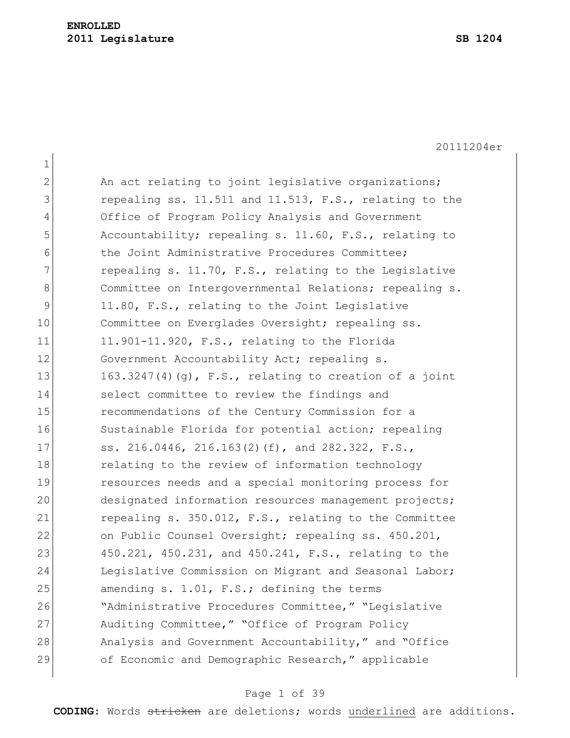**ENROLLED**
**2011 Legislature** **SB 1204**

20111204er

An act relating to joint legislative organizations; repealing ss. 11.511 and 11.513, F.S., relating to the Office of Program Policy Analysis and Government Accountability; repealing s. 11.60, F.S., relating to the Joint Administrative Procedures Committee; repealing s. 11.70, F.S., relating to the Legislative Committee on Intergovernmental Relations; repealing s. 11.80, F.S., relating to the Joint Legislative Committee on Everglades Oversight; repealing ss. 11.901-11.920, F.S., relating to the Florida Government Accountability Act; repealing s. 163.3247(4)(g), F.S., relating to creation of a joint select committee to review the findings and recommendations of the Century Commission for a Sustainable Florida for potential action; repealing ss. 216.0446, 216.163(2)(f), and 282.322, F.S., relating to the review of information technology resources needs and a special monitoring process for designated information resources management projects; repealing s. 350.012, F.S., relating to the Committee on Public Counsel Oversight; repealing ss. 450.201, 450.221, 450.231, and 450.241, F.S., relating to the Legislative Commission on Migrant and Seasonal Labor; amending s. 1.01, F.S.; defining the terms "Administrative Procedures Committee," "Legislative Auditing Committee," "Office of Program Policy Analysis and Government Accountability," and "Office of Economic and Demographic Research," applicable

**CODING:** Words ~~stricken~~ are deletions; words underlined are additions.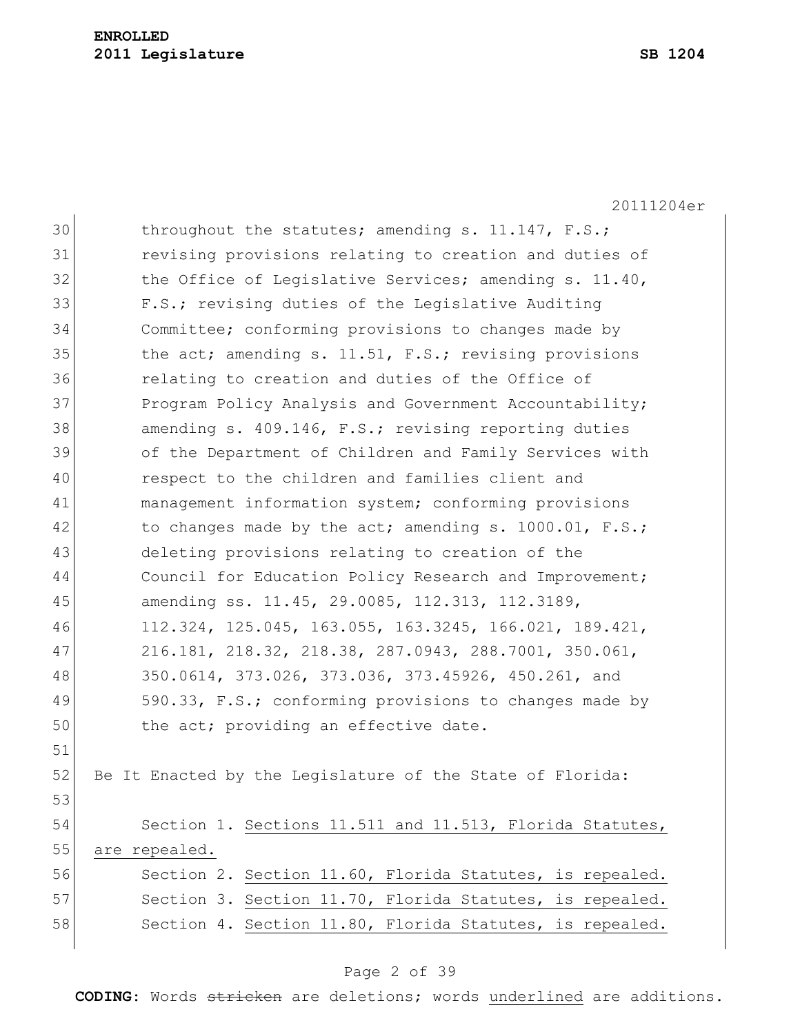throughout the statutes; amending s. 11.147, F.S.; revising provisions relating to creation and duties of the Office of Legislative Services; amending s. 11.40, F.S.; revising duties of the Legislative Auditing Committee; conforming provisions to changes made by the act; amending s. 11.51, F.S.; revising provisions relating to creation and duties of the Office of Program Policy Analysis and Government Accountability; amending s. 409.146, F.S.; revising reporting duties of the Department of Children and Family Services with respect to the children and families client and management information system; conforming provisions to changes made by the act; amending s. 1000.01, F.S.; deleting provisions relating to creation of the Council for Education Policy Research and Improvement; amending ss. 11.45, 29.0085, 112.313, 112.3189, 112.324, 125.045, 163.055, 163.3245, 166.021, 189.421, 216.181, 218.32, 218.38, 287.0943, 288.7001, 350.061, 350.0614, 373.026, 373.036, 373.45926, 450.261, and 590.33, F.S.; conforming provisions to changes made by the act; providing an effective date.

Be It Enacted by the Legislature of the State of Florida:

Section 1. Sections 11.511 and 11.513, Florida Statutes, are repealed.

Section 2. Section 11.60, Florida Statutes, is repealed.

Section 3. Section 11.70, Florida Statutes, is repealed.

Section 4. Section 11.80, Florida Statutes, is repealed.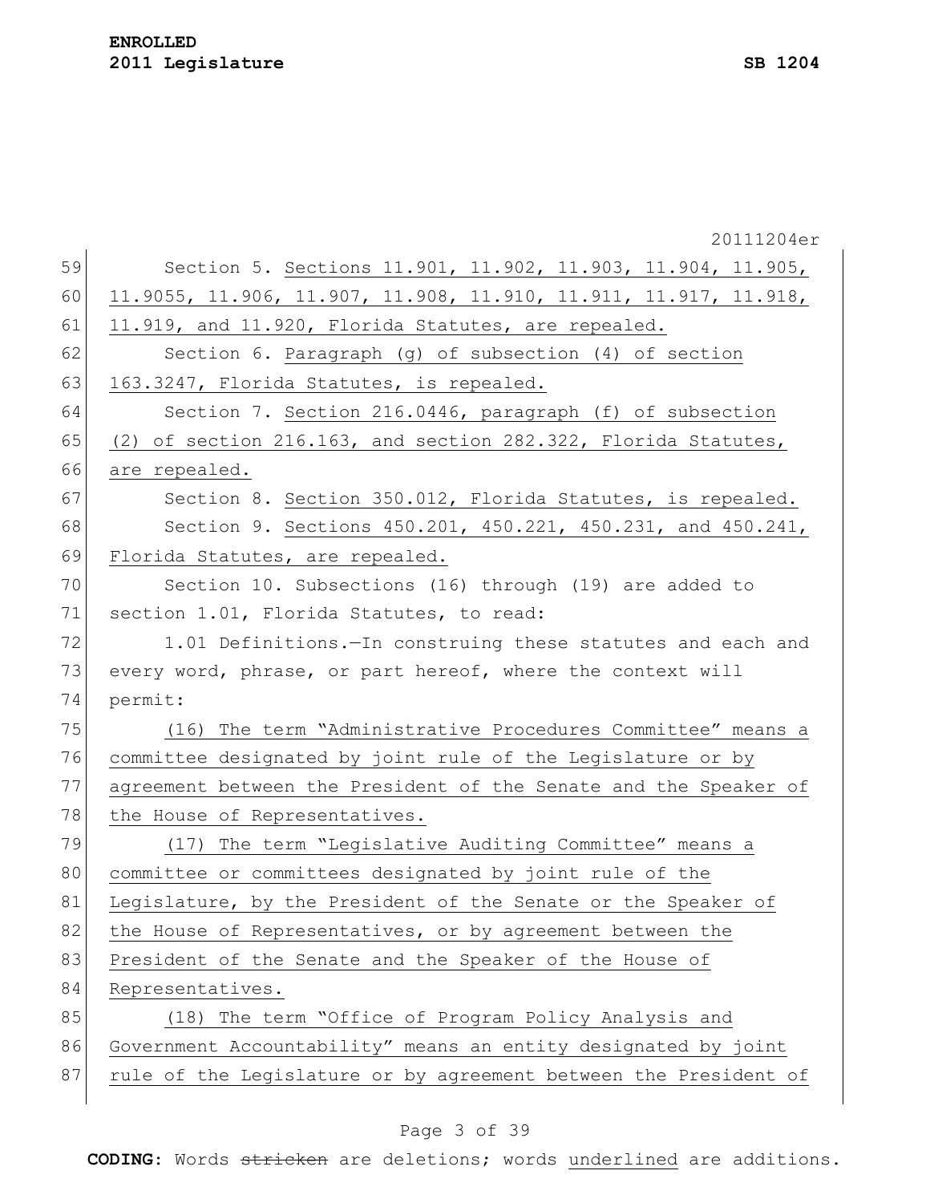Section 5. Sections 11.901, 11.902, 11.903, 11.904, 11.905, 11.9055, 11.906, 11.907, 11.908, 11.910, 11.911, 11.917, 11.918, 11.919, and 11.920, Florida Statutes, are repealed.

Section 6. Paragraph (g) of subsection (4) of section 163.3247, Florida Statutes, is repealed.

Section 7. Section 216.0446, paragraph (f) of subsection (2) of section 216.163, and section 282.322, Florida Statutes, are repealed.

Section 8. Section 350.012, Florida Statutes, is repealed.

Section 9. Sections 450.201, 450.221, 450.231, and 450.241, Florida Statutes, are repealed.

Section 10. Subsections (16) through (19) are added to section 1.01, Florida Statutes, to read:

1.01 Definitions.—In construing these statutes and each and every word, phrase, or part hereof, where the context will permit:

(16) The term "Administrative Procedures Committee" means a committee designated by joint rule of the Legislature or by agreement between the President of the Senate and the Speaker of the House of Representatives.

(17) The term "Legislative Auditing Committee" means a committee or committees designated by joint rule of the Legislature, by the President of the Senate or the Speaker of the House of Representatives, or by agreement between the President of the Senate and the Speaker of the House of Representatives.

(18) The term "Office of Program Policy Analysis and Government Accountability" means an entity designated by joint rule of the Legislature or by agreement between the President of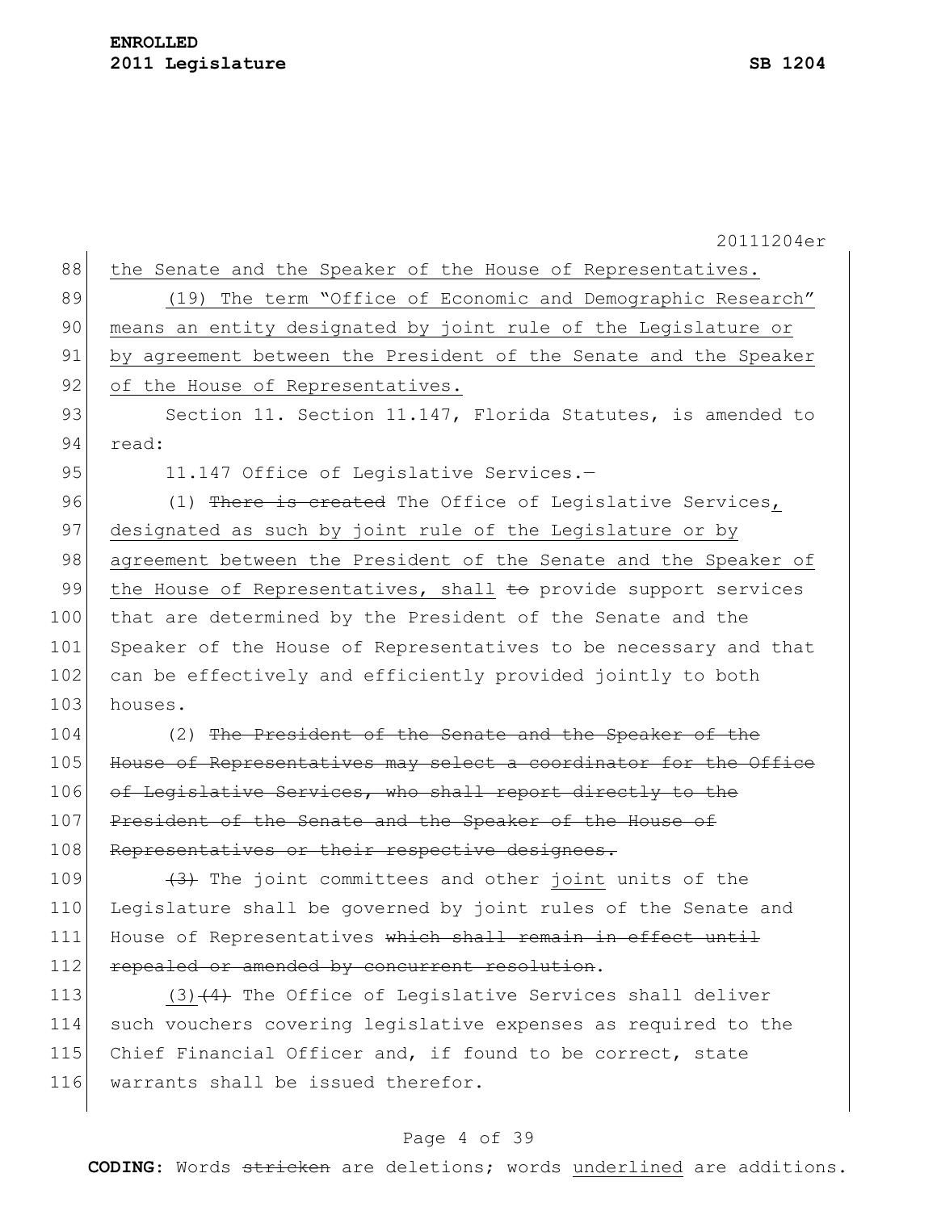the Senate and the Speaker of the House of Representatives.

<u>(19) The term "Office of Economic and Demographic Research" means an entity designated by joint rule of the Legislature or by agreement between the President of the Senate and the Speaker of the House of Representatives.</u>

Section 11. Section 11.147, Florida Statutes, is amended to read:

11.147 Office of Legislative Services.—

(1) ~~There is created~~ The Office of Legislative Services<u>, designated as such by joint rule of the Legislature or by agreement between the President of the Senate and the Speaker of the House of Representatives, shall</u> ~~to~~ provide support services that are determined by the President of the Senate and the Speaker of the House of Representatives to be necessary and that can be effectively and efficiently provided jointly to both houses.

(2) ~~The President of the Senate and the Speaker of the House of Representatives may select a coordinator for the Office of Legislative Services, who shall report directly to the President of the Senate and the Speaker of the House of Representatives or their respective designees.~~

~~(3)~~ The joint committees and other <u>joint</u> units of the Legislature shall be governed by joint rules of the Senate and House of Representatives ~~which shall remain in effect until repealed or amended by concurrent resolution~~.

<u>(3)</u>~~(4)~~ The Office of Legislative Services shall deliver such vouchers covering legislative expenses as required to the Chief Financial Officer and, if found to be correct, state warrants shall be issued therefor.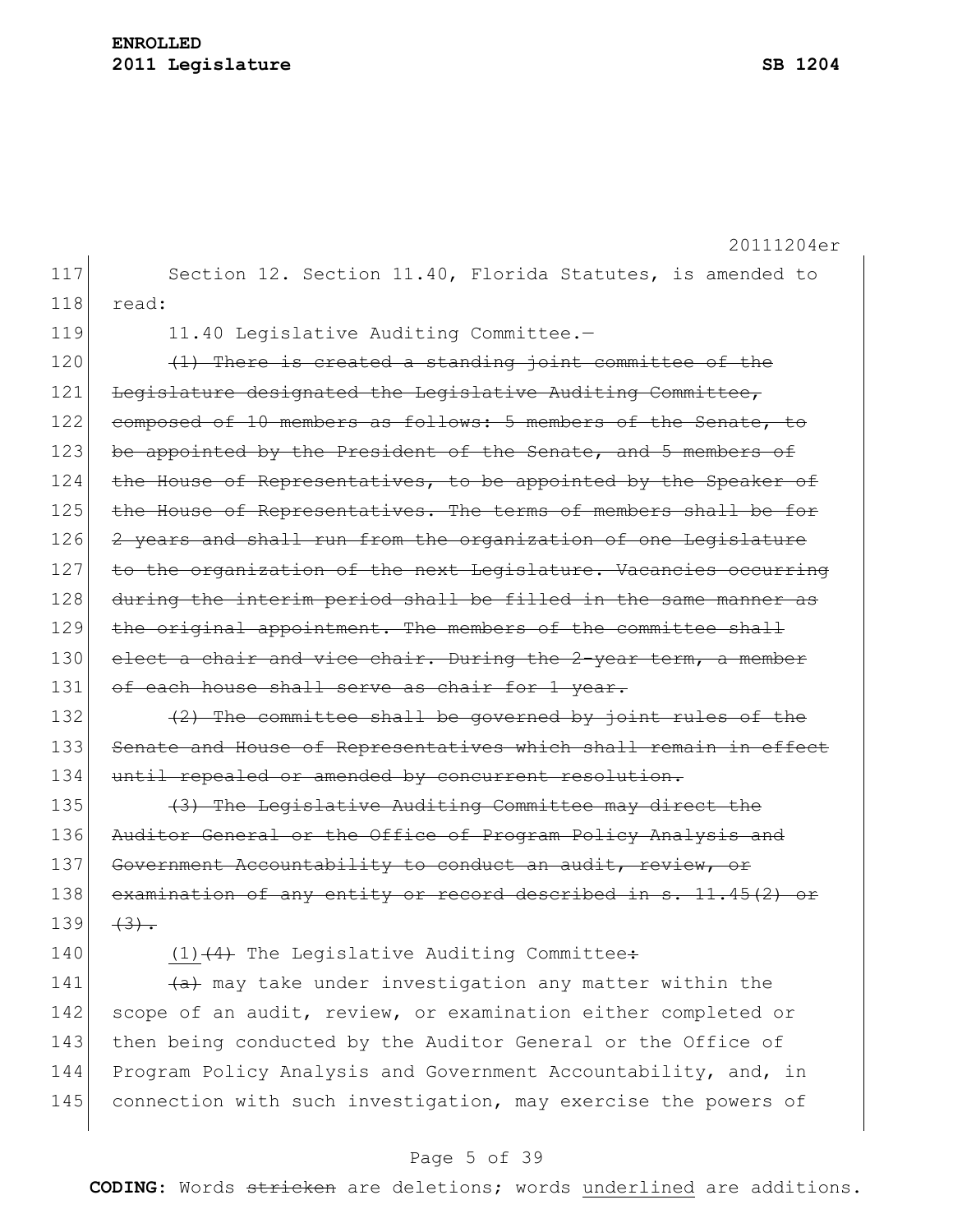Section 12. Section 11.40, Florida Statutes, is amended to read:

11.40 Legislative Auditing Committee.—

~~(1) There is created a standing joint committee of the Legislature designated the Legislative Auditing Committee, composed of 10 members as follows: 5 members of the Senate, to be appointed by the President of the Senate, and 5 members of the House of Representatives, to be appointed by the Speaker of the House of Representatives. The terms of members shall be for 2 years and shall run from the organization of one Legislature to the organization of the next Legislature. Vacancies occurring during the interim period shall be filled in the same manner as the original appointment. The members of the committee shall elect a chair and vice chair. During the 2-year term, a member of each house shall serve as chair for 1 year.~~

~~(2) The committee shall be governed by joint rules of the Senate and House of Representatives which shall remain in effect until repealed or amended by concurrent resolution.~~

~~(3) The Legislative Auditing Committee may direct the Auditor General or the Office of Program Policy Analysis and Government Accountability to conduct an audit, review, or examination of any entity or record described in s. 11.45(2) or (3).~~

<u>(1)</u>~~(4)~~ The Legislative Auditing Committee~~:~~

~~(a)~~ may take under investigation any matter within the scope of an audit, review, or examination either completed or then being conducted by the Auditor General or the Office of Program Policy Analysis and Government Accountability, and, in connection with such investigation, may exercise the powers of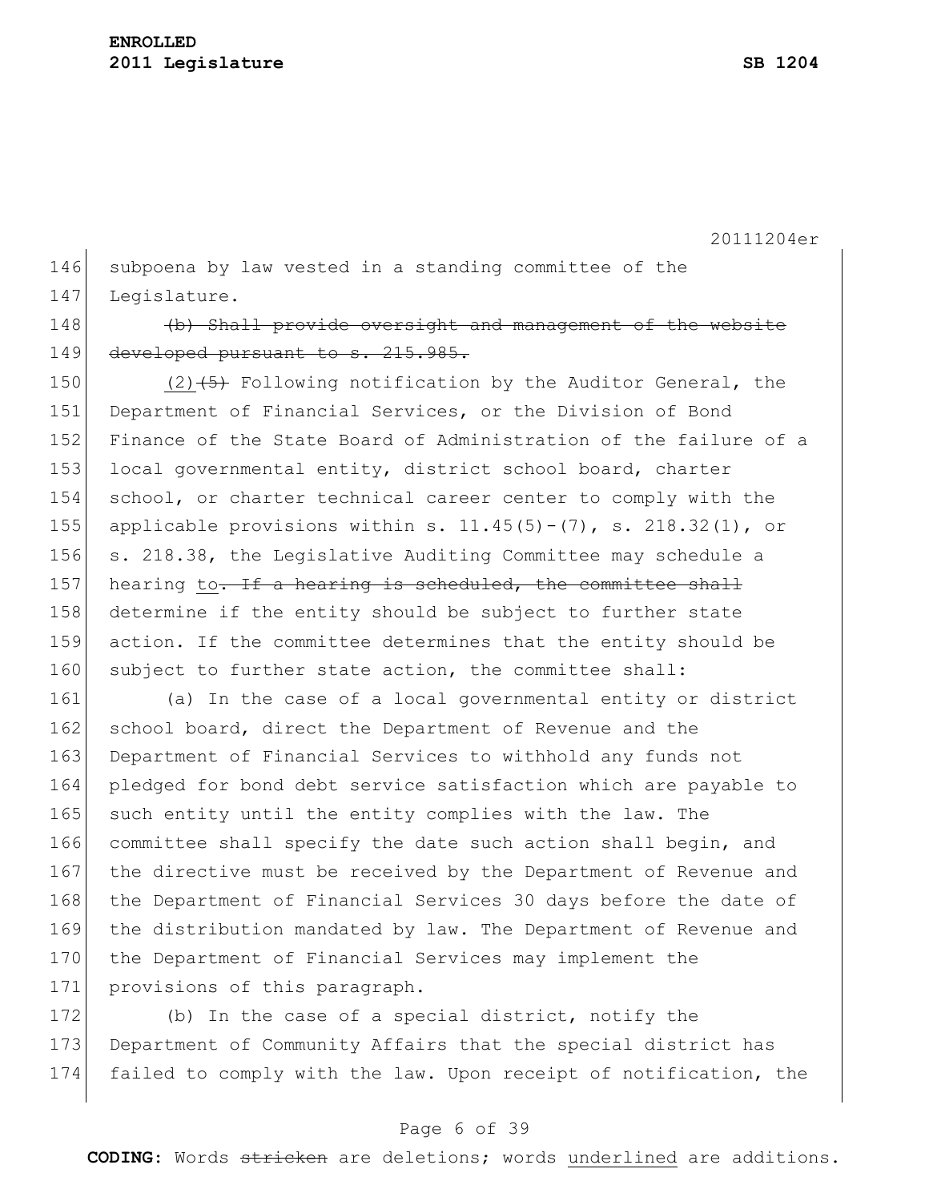subpoena by law vested in a standing committee of the Legislature.

~~(b) Shall provide oversight and management of the website developed pursuant to s. 215.985.~~

<u>(2)</u>~~(5)~~ Following notification by the Auditor General, the Department of Financial Services, or the Division of Bond Finance of the State Board of Administration of the failure of a local governmental entity, district school board, charter school, or charter technical career center to comply with the applicable provisions within s. 11.45(5)-(7), s. 218.32(1), or s. 218.38, the Legislative Auditing Committee may schedule a hearing <u>to</u>~~. If a hearing is scheduled, the committee shall~~ determine if the entity should be subject to further state action. If the committee determines that the entity should be subject to further state action, the committee shall:

(a) In the case of a local governmental entity or district school board, direct the Department of Revenue and the Department of Financial Services to withhold any funds not pledged for bond debt service satisfaction which are payable to such entity until the entity complies with the law. The committee shall specify the date such action shall begin, and the directive must be received by the Department of Revenue and the Department of Financial Services 30 days before the date of the distribution mandated by law. The Department of Revenue and the Department of Financial Services may implement the provisions of this paragraph.

(b) In the case of a special district, notify the Department of Community Affairs that the special district has failed to comply with the law. Upon receipt of notification, the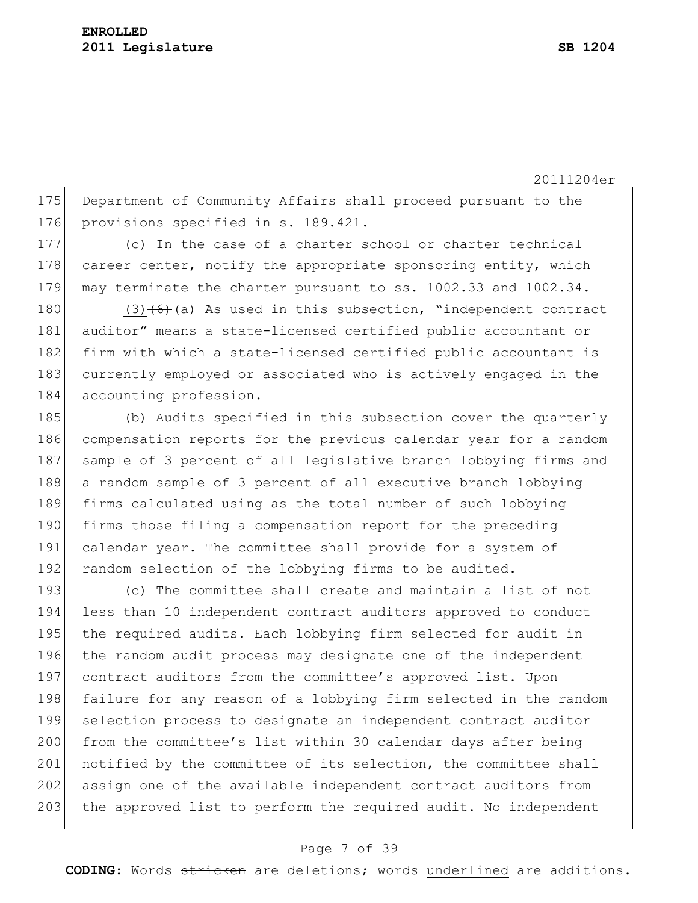Department of Community Affairs shall proceed pursuant to the provisions specified in s. 189.421.

(c) In the case of a charter school or charter technical career center, notify the appropriate sponsoring entity, which may terminate the charter pursuant to ss. 1002.33 and 1002.34.

<u>(3)</u>~~(6)~~(a) As used in this subsection, "independent contract auditor" means a state-licensed certified public accountant or firm with which a state-licensed certified public accountant is currently employed or associated who is actively engaged in the accounting profession.

(b) Audits specified in this subsection cover the quarterly compensation reports for the previous calendar year for a random sample of 3 percent of all legislative branch lobbying firms and a random sample of 3 percent of all executive branch lobbying firms calculated using as the total number of such lobbying firms those filing a compensation report for the preceding calendar year. The committee shall provide for a system of random selection of the lobbying firms to be audited.

(c) The committee shall create and maintain a list of not less than 10 independent contract auditors approved to conduct the required audits. Each lobbying firm selected for audit in the random audit process may designate one of the independent contract auditors from the committee's approved list. Upon failure for any reason of a lobbying firm selected in the random selection process to designate an independent contract auditor from the committee's list within 30 calendar days after being notified by the committee of its selection, the committee shall assign one of the available independent contract auditors from the approved list to perform the required audit. No independent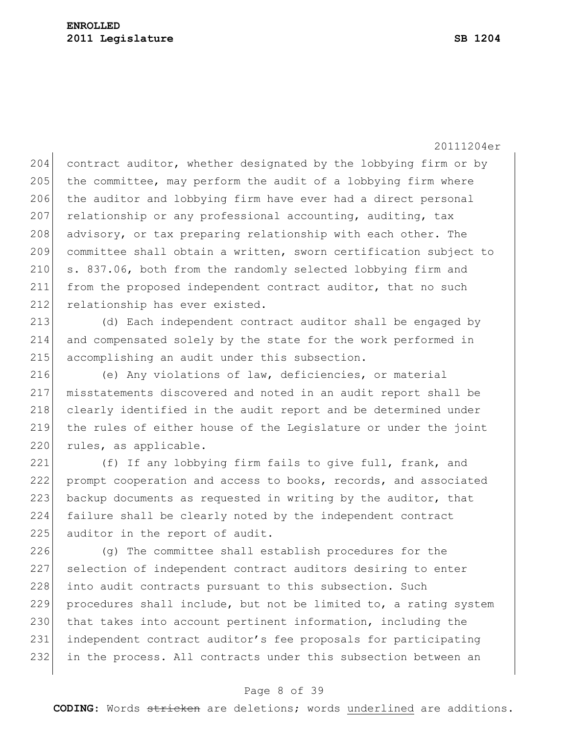contract auditor, whether designated by the lobbying firm or by the committee, may perform the audit of a lobbying firm where the auditor and lobbying firm have ever had a direct personal relationship or any professional accounting, auditing, tax advisory, or tax preparing relationship with each other. The committee shall obtain a written, sworn certification subject to s. 837.06, both from the randomly selected lobbying firm and from the proposed independent contract auditor, that no such relationship has ever existed.

(d) Each independent contract auditor shall be engaged by and compensated solely by the state for the work performed in accomplishing an audit under this subsection.

(e) Any violations of law, deficiencies, or material misstatements discovered and noted in an audit report shall be clearly identified in the audit report and be determined under the rules of either house of the Legislature or under the joint rules, as applicable.

(f) If any lobbying firm fails to give full, frank, and prompt cooperation and access to books, records, and associated backup documents as requested in writing by the auditor, that failure shall be clearly noted by the independent contract auditor in the report of audit.

(g) The committee shall establish procedures for the selection of independent contract auditors desiring to enter into audit contracts pursuant to this subsection. Such procedures shall include, but not be limited to, a rating system that takes into account pertinent information, including the independent contract auditor's fee proposals for participating in the process. All contracts under this subsection between an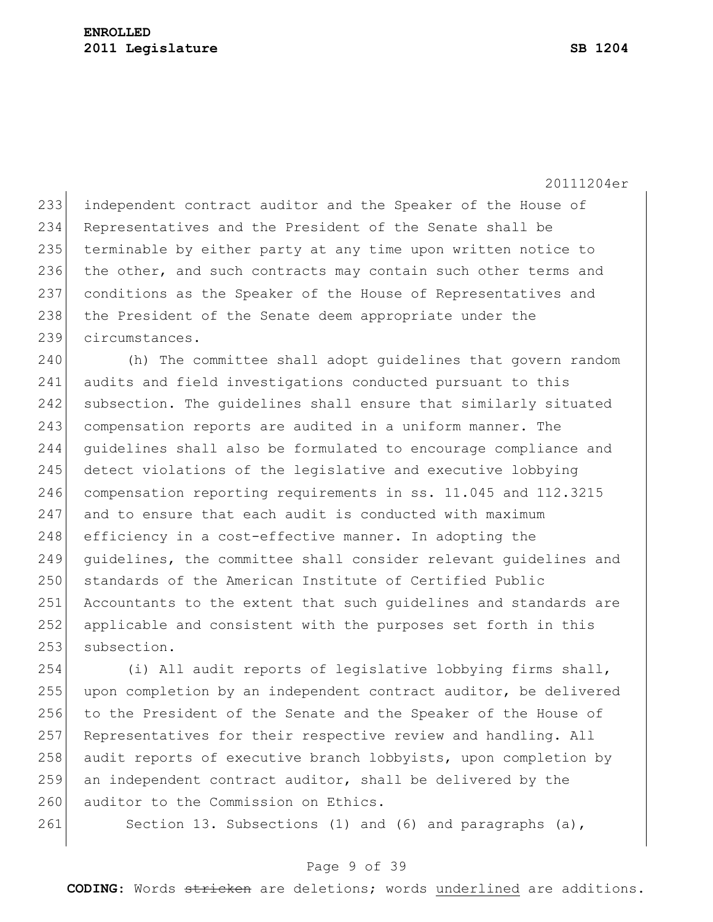independent contract auditor and the Speaker of the House of Representatives and the President of the Senate shall be terminable by either party at any time upon written notice to the other, and such contracts may contain such other terms and conditions as the Speaker of the House of Representatives and the President of the Senate deem appropriate under the circumstances.

(h) The committee shall adopt guidelines that govern random audits and field investigations conducted pursuant to this subsection. The guidelines shall ensure that similarly situated compensation reports are audited in a uniform manner. The guidelines shall also be formulated to encourage compliance and detect violations of the legislative and executive lobbying compensation reporting requirements in ss. 11.045 and 112.3215 and to ensure that each audit is conducted with maximum efficiency in a cost-effective manner. In adopting the guidelines, the committee shall consider relevant guidelines and standards of the American Institute of Certified Public Accountants to the extent that such guidelines and standards are applicable and consistent with the purposes set forth in this subsection.

(i) All audit reports of legislative lobbying firms shall, upon completion by an independent contract auditor, be delivered to the President of the Senate and the Speaker of the House of Representatives for their respective review and handling. All audit reports of executive branch lobbyists, upon completion by an independent contract auditor, shall be delivered by the auditor to the Commission on Ethics.

Section 13. Subsections (1) and (6) and paragraphs (a),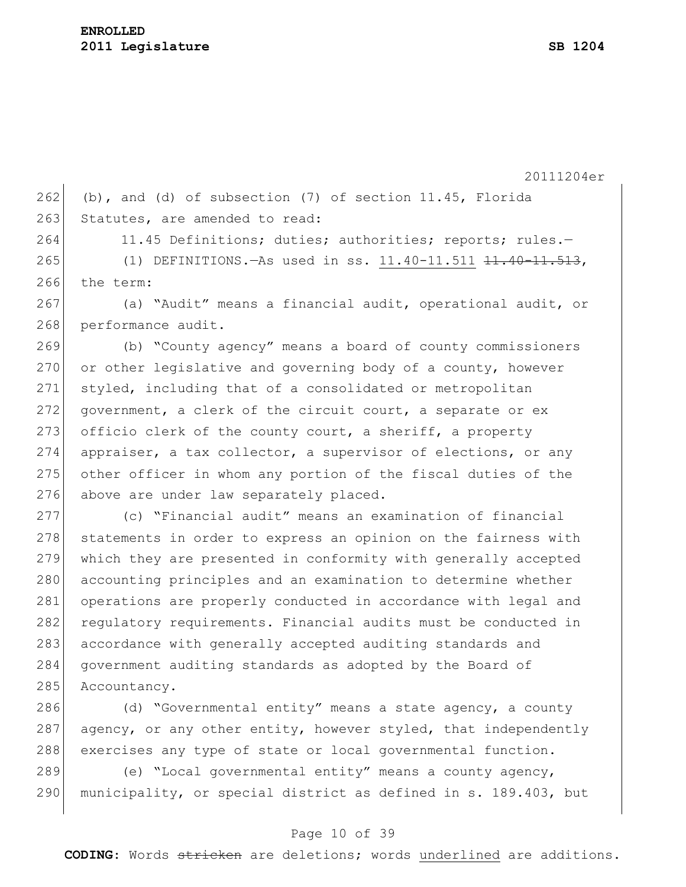(b), and (d) of subsection (7) of section 11.45, Florida Statutes, are amended to read:

11.45 Definitions; duties; authorities; reports; rules.—

(1) DEFINITIONS.—As used in ss. 11.40-11.511 ~~11.40-11.513~~, the term:

(a) "Audit" means a financial audit, operational audit, or performance audit.

(b) "County agency" means a board of county commissioners or other legislative and governing body of a county, however styled, including that of a consolidated or metropolitan government, a clerk of the circuit court, a separate or ex officio clerk of the county court, a sheriff, a property appraiser, a tax collector, a supervisor of elections, or any other officer in whom any portion of the fiscal duties of the above are under law separately placed.

(c) "Financial audit" means an examination of financial statements in order to express an opinion on the fairness with which they are presented in conformity with generally accepted accounting principles and an examination to determine whether operations are properly conducted in accordance with legal and regulatory requirements. Financial audits must be conducted in accordance with generally accepted auditing standards and government auditing standards as adopted by the Board of Accountancy.

(d) "Governmental entity" means a state agency, a county agency, or any other entity, however styled, that independently exercises any type of state or local governmental function.

(e) "Local governmental entity" means a county agency, municipality, or special district as defined in s. 189.403, but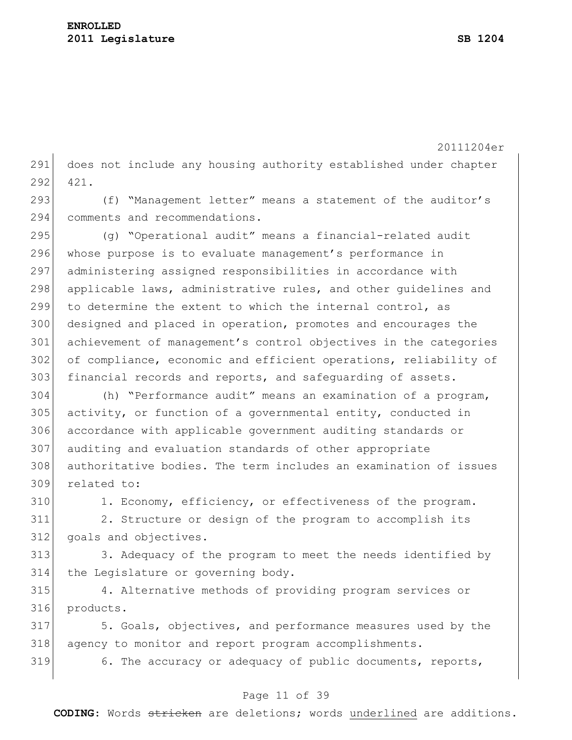does not include any housing authority established under chapter 421.

(f) “Management letter” means a statement of the auditor’s comments and recommendations.

(g) “Operational audit” means a financial-related audit whose purpose is to evaluate management’s performance in administering assigned responsibilities in accordance with applicable laws, administrative rules, and other guidelines and to determine the extent to which the internal control, as designed and placed in operation, promotes and encourages the achievement of management’s control objectives in the categories of compliance, economic and efficient operations, reliability of financial records and reports, and safeguarding of assets.

(h) “Performance audit” means an examination of a program, activity, or function of a governmental entity, conducted in accordance with applicable government auditing standards or auditing and evaluation standards of other appropriate authoritative bodies. The term includes an examination of issues related to:

1. Economy, efficiency, or effectiveness of the program.

2. Structure or design of the program to accomplish its goals and objectives.

3. Adequacy of the program to meet the needs identified by the Legislature or governing body.

4. Alternative methods of providing program services or products.

5. Goals, objectives, and performance measures used by the agency to monitor and report program accomplishments.

6. The accuracy or adequacy of public documents, reports,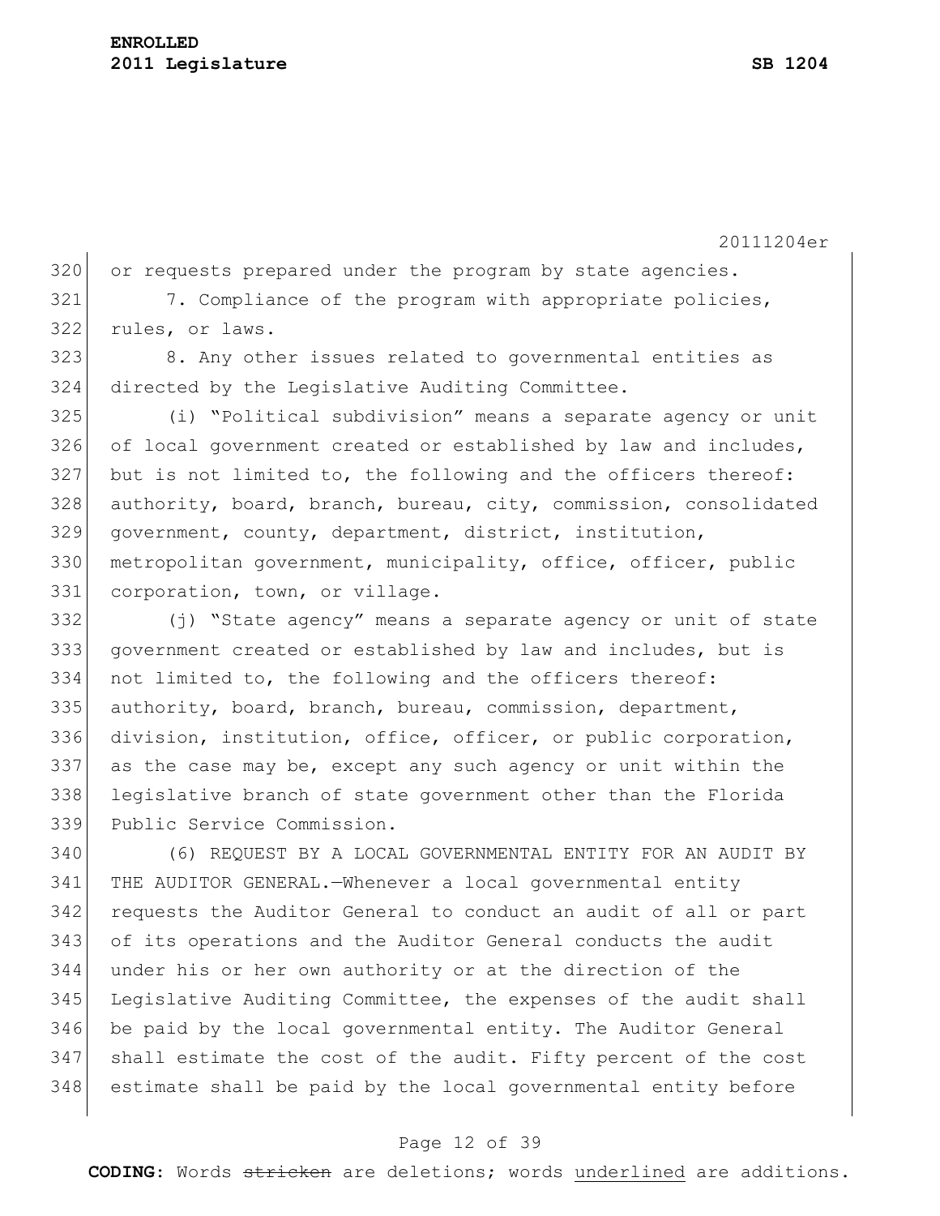or requests prepared under the program by state agencies.

7. Compliance of the program with appropriate policies, rules, or laws.

8. Any other issues related to governmental entities as directed by the Legislative Auditing Committee.

(i) "Political subdivision" means a separate agency or unit of local government created or established by law and includes, but is not limited to, the following and the officers thereof: authority, board, branch, bureau, city, commission, consolidated government, county, department, district, institution, metropolitan government, municipality, office, officer, public corporation, town, or village.

(j) "State agency" means a separate agency or unit of state government created or established by law and includes, but is not limited to, the following and the officers thereof: authority, board, branch, bureau, commission, department, division, institution, office, officer, or public corporation, as the case may be, except any such agency or unit within the legislative branch of state government other than the Florida Public Service Commission.

(6) REQUEST BY A LOCAL GOVERNMENTAL ENTITY FOR AN AUDIT BY THE AUDITOR GENERAL.—Whenever a local governmental entity requests the Auditor General to conduct an audit of all or part of its operations and the Auditor General conducts the audit under his or her own authority or at the direction of the Legislative Auditing Committee, the expenses of the audit shall be paid by the local governmental entity. The Auditor General shall estimate the cost of the audit. Fifty percent of the cost estimate shall be paid by the local governmental entity before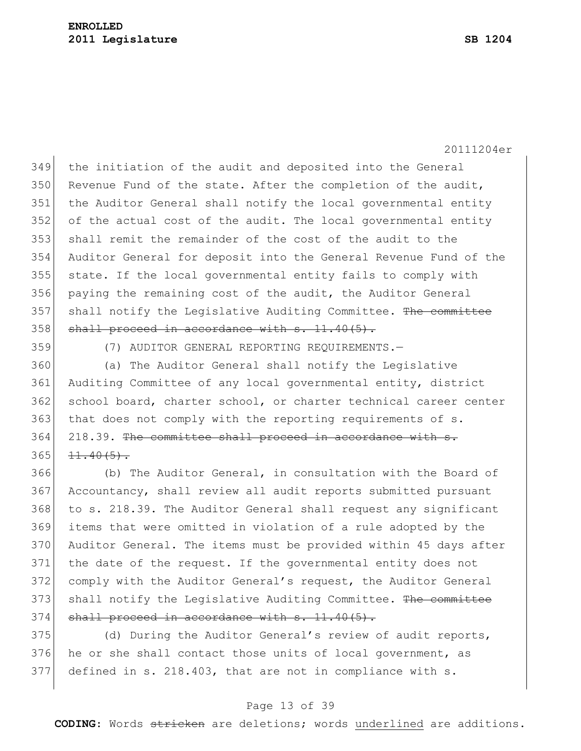the initiation of the audit and deposited into the General Revenue Fund of the state. After the completion of the audit, the Auditor General shall notify the local governmental entity of the actual cost of the audit. The local governmental entity shall remit the remainder of the cost of the audit to the Auditor General for deposit into the General Revenue Fund of the state. If the local governmental entity fails to comply with paying the remaining cost of the audit, the Auditor General shall notify the Legislative Auditing Committee. ~~The committee shall proceed in accordance with s. 11.40(5).~~

(7) AUDITOR GENERAL REPORTING REQUIREMENTS.—

(a) The Auditor General shall notify the Legislative Auditing Committee of any local governmental entity, district school board, charter school, or charter technical career center that does not comply with the reporting requirements of s. 218.39. ~~The committee shall proceed in accordance with s. 11.40(5).~~

(b) The Auditor General, in consultation with the Board of Accountancy, shall review all audit reports submitted pursuant to s. 218.39. The Auditor General shall request any significant items that were omitted in violation of a rule adopted by the Auditor General. The items must be provided within 45 days after the date of the request. If the governmental entity does not comply with the Auditor General's request, the Auditor General shall notify the Legislative Auditing Committee. ~~The committee shall proceed in accordance with s. 11.40(5).~~

(d) During the Auditor General's review of audit reports, he or she shall contact those units of local government, as defined in s. 218.403, that are not in compliance with s.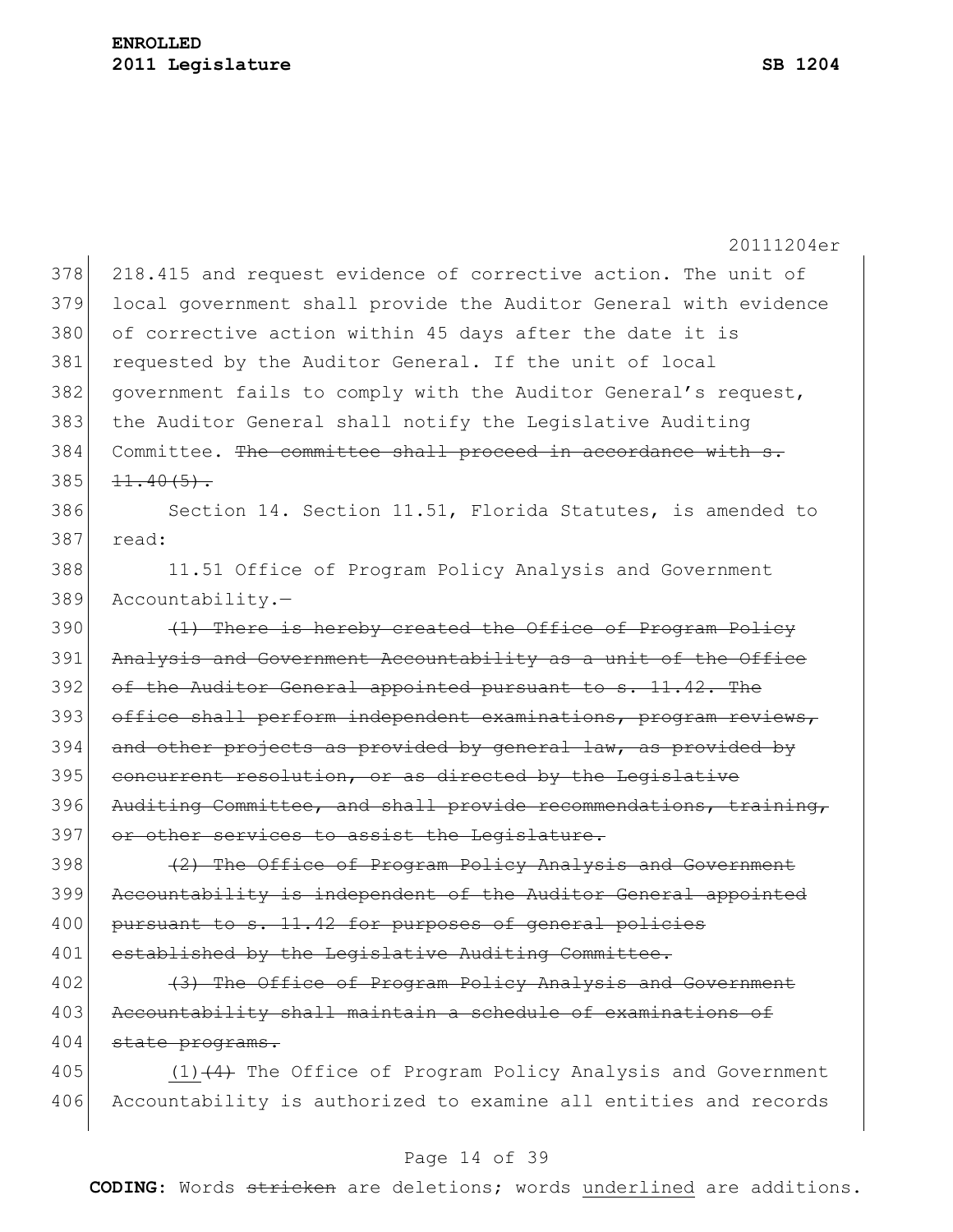218.415 and request evidence of corrective action. The unit of local government shall provide the Auditor General with evidence of corrective action within 45 days after the date it is requested by the Auditor General. If the unit of local government fails to comply with the Auditor General's request, the Auditor General shall notify the Legislative Auditing Committee. ~~The committee shall proceed in accordance with s. 11.40(5).~~

Section 14. Section 11.51, Florida Statutes, is amended to read:

11.51 Office of Program Policy Analysis and Government Accountability.—

~~(1) There is hereby created the Office of Program Policy Analysis and Government Accountability as a unit of the Office of the Auditor General appointed pursuant to s. 11.42. The office shall perform independent examinations, program reviews, and other projects as provided by general law, as provided by concurrent resolution, or as directed by the Legislative Auditing Committee, and shall provide recommendations, training, or other services to assist the Legislature.~~

~~(2) The Office of Program Policy Analysis and Government Accountability is independent of the Auditor General appointed pursuant to s. 11.42 for purposes of general policies established by the Legislative Auditing Committee.~~

~~(3) The Office of Program Policy Analysis and Government Accountability shall maintain a schedule of examinations of state programs.~~

<u>(1)</u>~~(4)~~ The Office of Program Policy Analysis and Government Accountability is authorized to examine all entities and records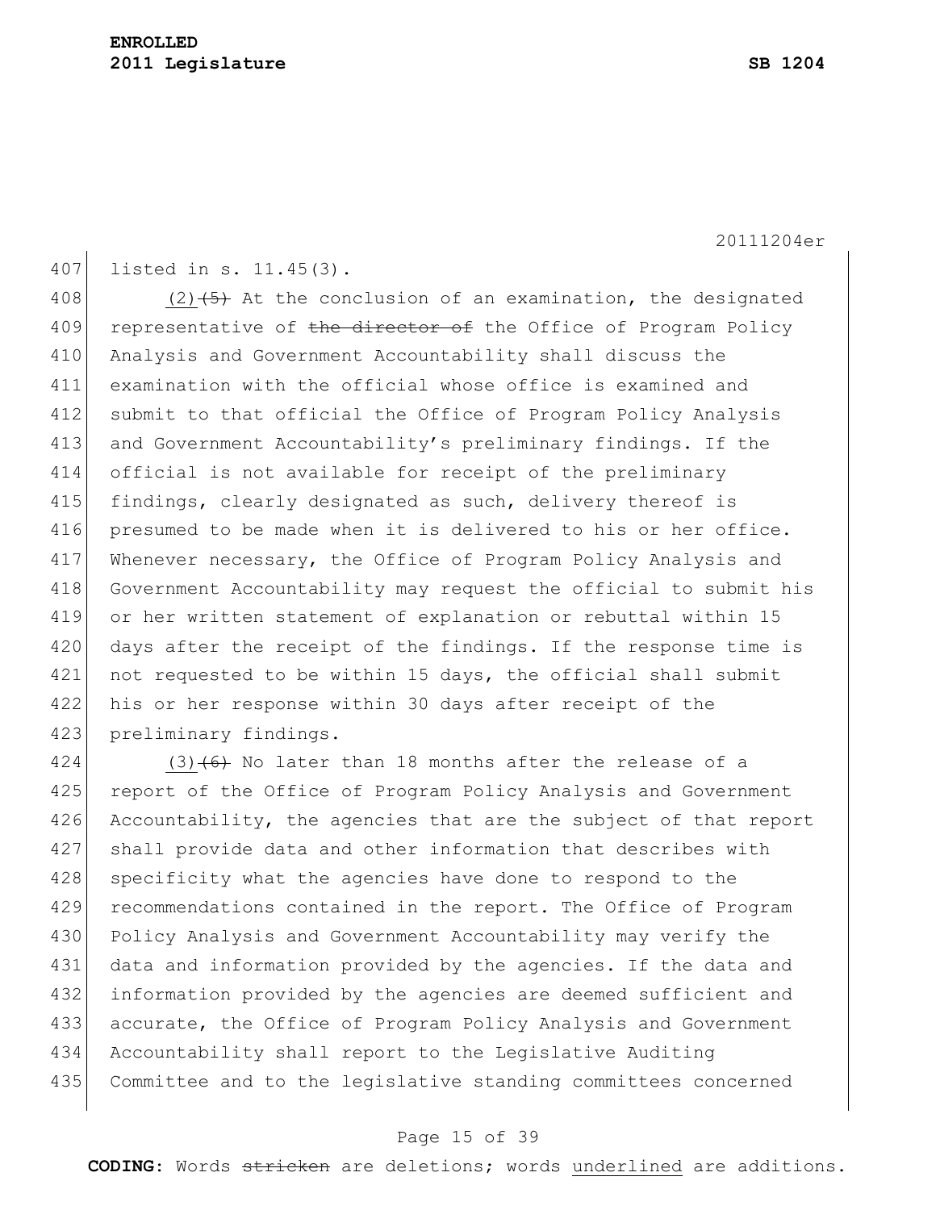listed in s. 11.45(3).

(2) ~~(5)~~ At the conclusion of an examination, the designated representative of ~~the director of~~ the Office of Program Policy Analysis and Government Accountability shall discuss the examination with the official whose office is examined and submit to that official the Office of Program Policy Analysis and Government Accountability's preliminary findings. If the official is not available for receipt of the preliminary findings, clearly designated as such, delivery thereof is presumed to be made when it is delivered to his or her office. Whenever necessary, the Office of Program Policy Analysis and Government Accountability may request the official to submit his or her written statement of explanation or rebuttal within 15 days after the receipt of the findings. If the response time is not requested to be within 15 days, the official shall submit his or her response within 30 days after receipt of the preliminary findings.

(3) ~~(6)~~ No later than 18 months after the release of a report of the Office of Program Policy Analysis and Government Accountability, the agencies that are the subject of that report shall provide data and other information that describes with specificity what the agencies have done to respond to the recommendations contained in the report. The Office of Program Policy Analysis and Government Accountability may verify the data and information provided by the agencies. If the data and information provided by the agencies are deemed sufficient and accurate, the Office of Program Policy Analysis and Government Accountability shall report to the Legislative Auditing Committee and to the legislative standing committees concerned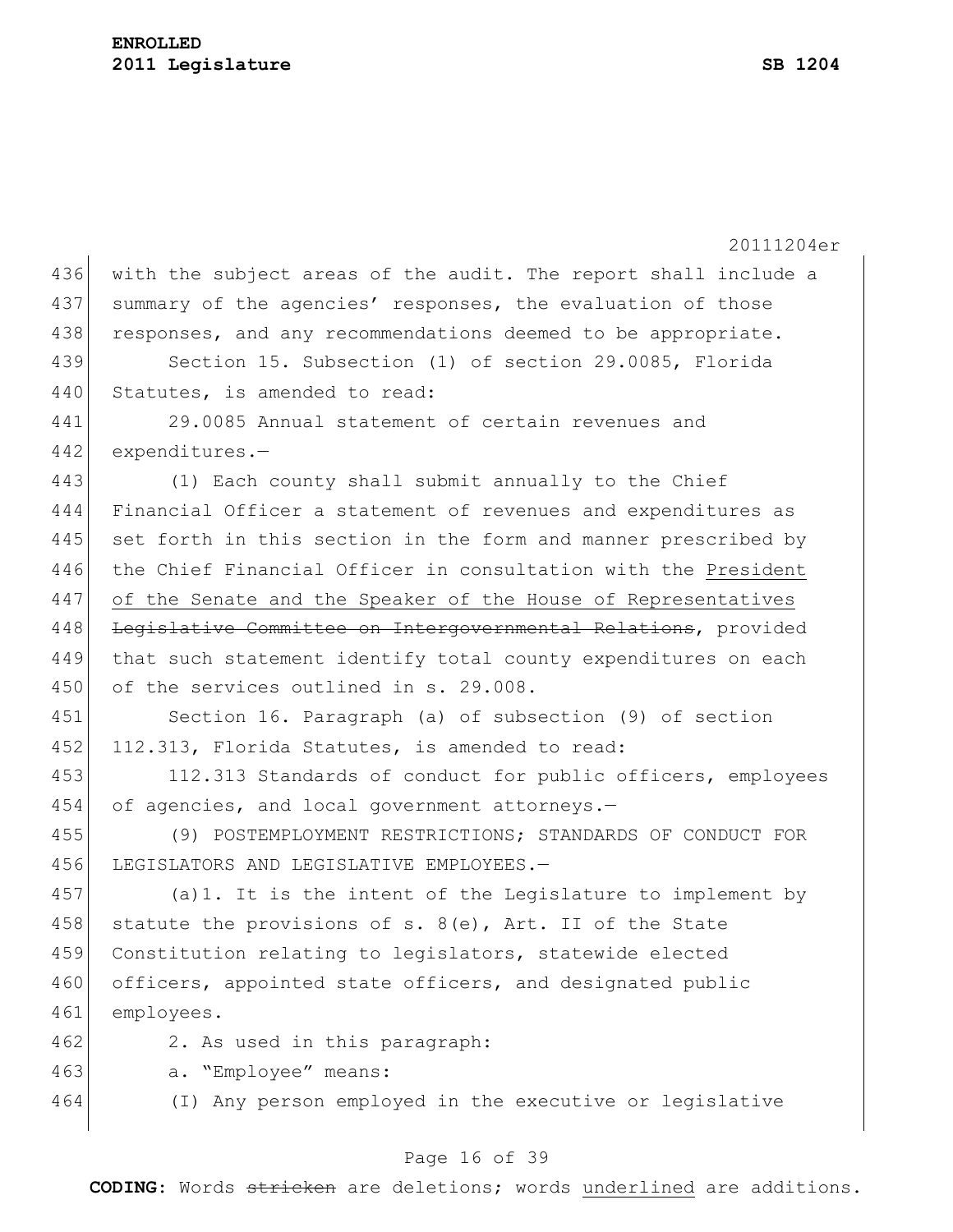with the subject areas of the audit. The report shall include a summary of the agencies' responses, the evaluation of those responses, and any recommendations deemed to be appropriate.

Section 15. Subsection (1) of section 29.0085, Florida Statutes, is amended to read:

29.0085 Annual statement of certain revenues and expenditures.—

(1) Each county shall submit annually to the Chief Financial Officer a statement of revenues and expenditures as set forth in this section in the form and manner prescribed by the Chief Financial Officer in consultation with the <u>President of the Senate and the Speaker of the House of Representatives</u> ~~Legislative Committee on Intergovernmental Relations~~, provided that such statement identify total county expenditures on each of the services outlined in s. 29.008.

Section 16. Paragraph (a) of subsection (9) of section 112.313, Florida Statutes, is amended to read:

112.313 Standards of conduct for public officers, employees of agencies, and local government attorneys.—

(9) POSTEMPLOYMENT RESTRICTIONS; STANDARDS OF CONDUCT FOR LEGISLATORS AND LEGISLATIVE EMPLOYEES.—

(a)1. It is the intent of the Legislature to implement by statute the provisions of s. 8(e), Art. II of the State Constitution relating to legislators, statewide elected officers, appointed state officers, and designated public employees.

2. As used in this paragraph:

a. "Employee" means:

(I) Any person employed in the executive or legislative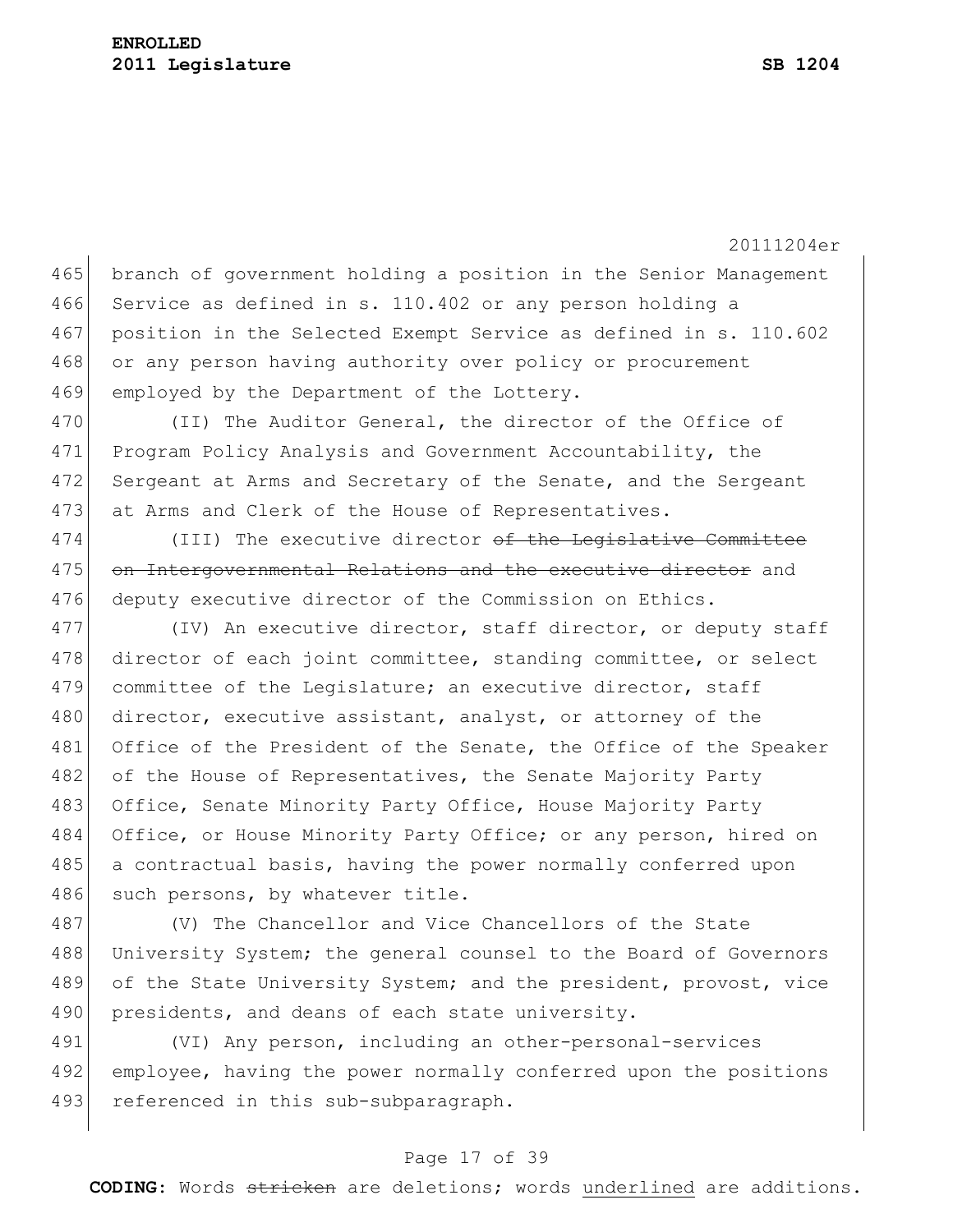branch of government holding a position in the Senior Management Service as defined in s. 110.402 or any person holding a position in the Selected Exempt Service as defined in s. 110.602 or any person having authority over policy or procurement employed by the Department of the Lottery.

(II) The Auditor General, the director of the Office of Program Policy Analysis and Government Accountability, the Sergeant at Arms and Secretary of the Senate, and the Sergeant at Arms and Clerk of the House of Representatives.

(III) The executive director ~~of the Legislative Committee on Intergovernmental Relations and the executive director~~ and deputy executive director of the Commission on Ethics.

(IV) An executive director, staff director, or deputy staff director of each joint committee, standing committee, or select committee of the Legislature; an executive director, staff director, executive assistant, analyst, or attorney of the Office of the President of the Senate, the Office of the Speaker of the House of Representatives, the Senate Majority Party Office, Senate Minority Party Office, House Majority Party Office, or House Minority Party Office; or any person, hired on a contractual basis, having the power normally conferred upon such persons, by whatever title.

(V) The Chancellor and Vice Chancellors of the State University System; the general counsel to the Board of Governors of the State University System; and the president, provost, vice presidents, and deans of each state university.

(VI) Any person, including an other-personal-services employee, having the power normally conferred upon the positions referenced in this sub-subparagraph.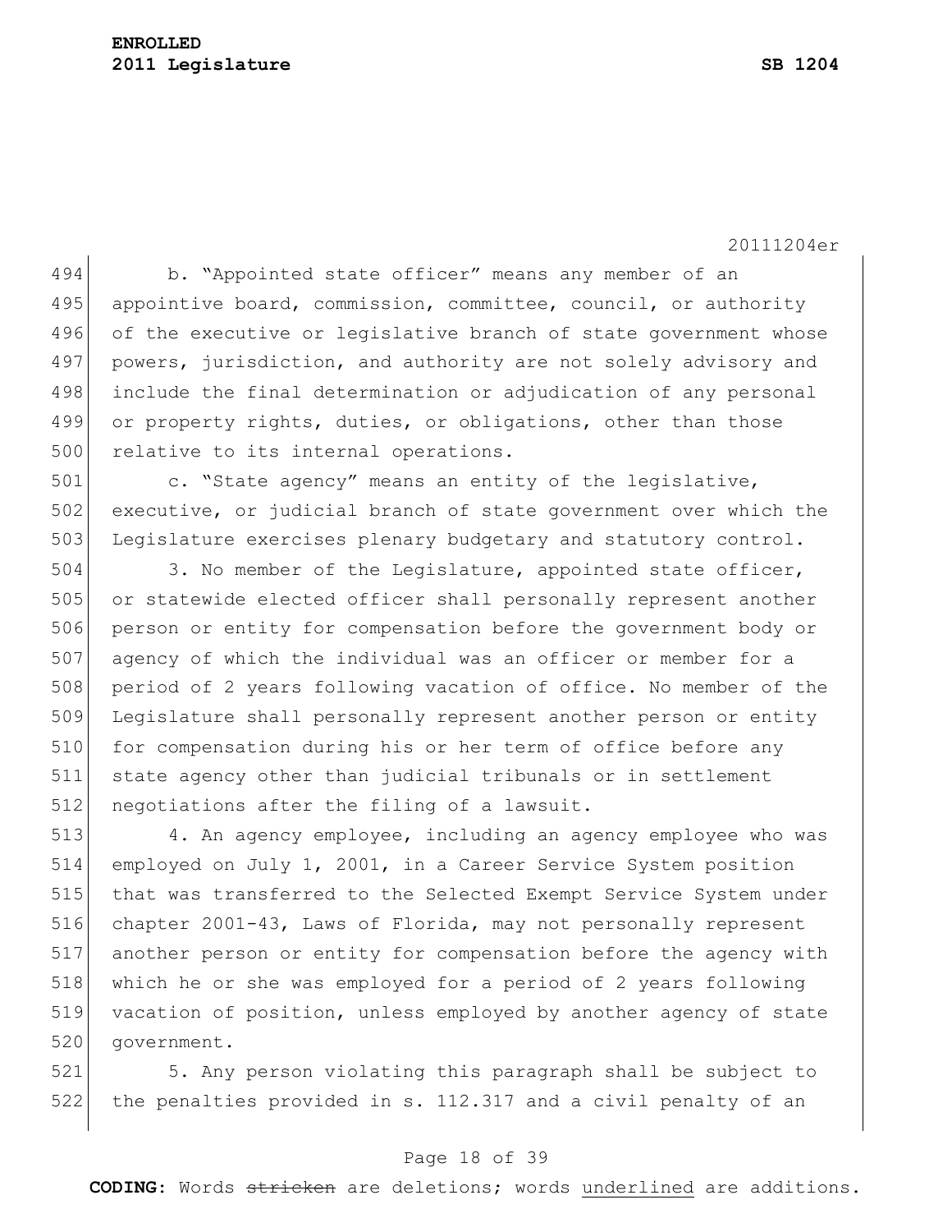b. "Appointed state officer" means any member of an appointive board, commission, committee, council, or authority of the executive or legislative branch of state government whose powers, jurisdiction, and authority are not solely advisory and include the final determination or adjudication of any personal or property rights, duties, or obligations, other than those relative to its internal operations.

c. "State agency" means an entity of the legislative, executive, or judicial branch of state government over which the Legislature exercises plenary budgetary and statutory control.

3. No member of the Legislature, appointed state officer, or statewide elected officer shall personally represent another person or entity for compensation before the government body or agency of which the individual was an officer or member for a period of 2 years following vacation of office. No member of the Legislature shall personally represent another person or entity for compensation during his or her term of office before any state agency other than judicial tribunals or in settlement negotiations after the filing of a lawsuit.

4. An agency employee, including an agency employee who was employed on July 1, 2001, in a Career Service System position that was transferred to the Selected Exempt Service System under chapter 2001-43, Laws of Florida, may not personally represent another person or entity for compensation before the agency with which he or she was employed for a period of 2 years following vacation of position, unless employed by another agency of state government.

5. Any person violating this paragraph shall be subject to the penalties provided in s. 112.317 and a civil penalty of an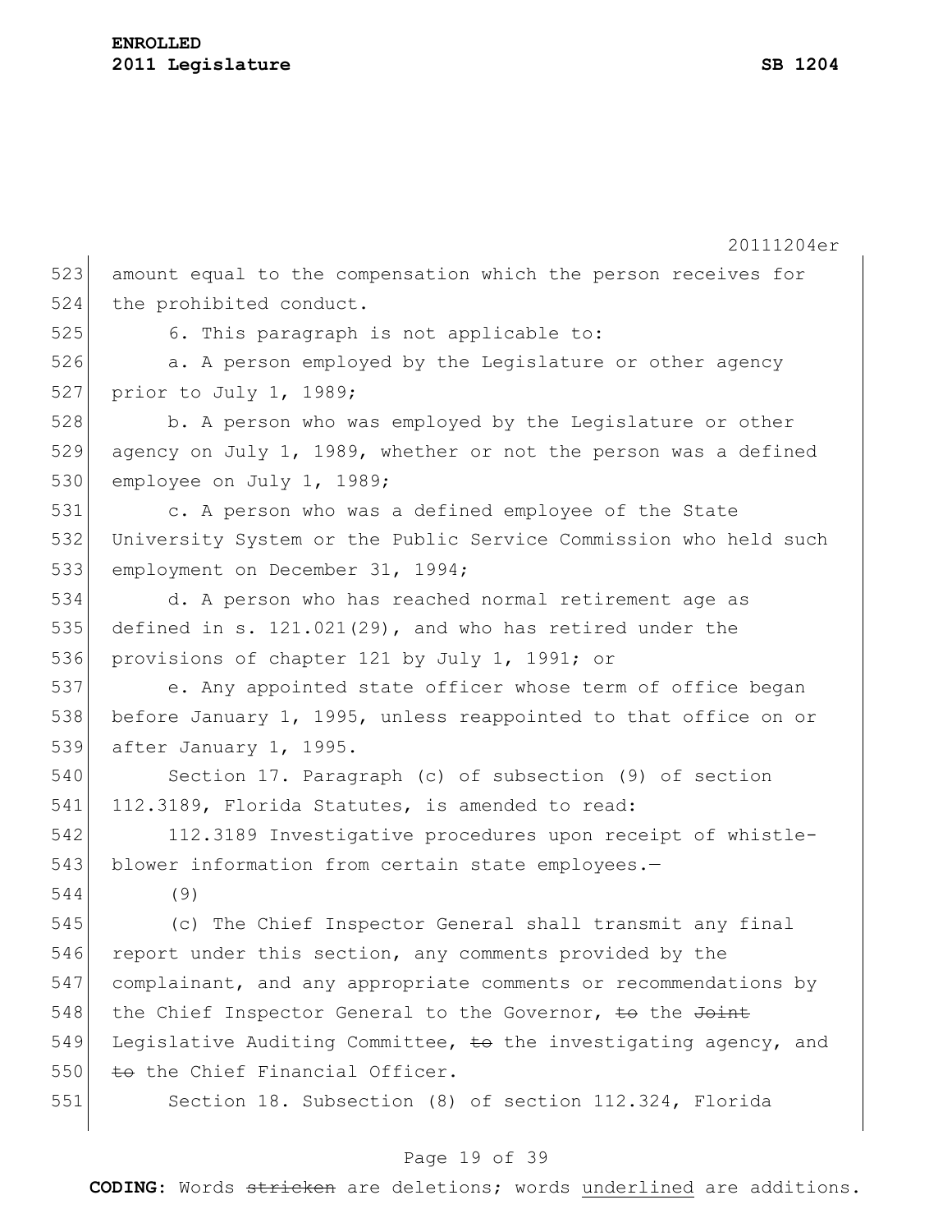amount equal to the compensation which the person receives for the prohibited conduct.

6. This paragraph is not applicable to:

a. A person employed by the Legislature or other agency prior to July 1, 1989;

b. A person who was employed by the Legislature or other agency on July 1, 1989, whether or not the person was a defined employee on July 1, 1989;

c. A person who was a defined employee of the State University System or the Public Service Commission who held such employment on December 31, 1994;

d. A person who has reached normal retirement age as defined in s. 121.021(29), and who has retired under the provisions of chapter 121 by July 1, 1991; or

e. Any appointed state officer whose term of office began before January 1, 1995, unless reappointed to that office on or after January 1, 1995.

Section 17. Paragraph (c) of subsection (9) of section 112.3189, Florida Statutes, is amended to read:

112.3189 Investigative procedures upon receipt of whistle-blower information from certain state employees.—

(9)

(c) The Chief Inspector General shall transmit any final report under this section, any comments provided by the complainant, and any appropriate comments or recommendations by the Chief Inspector General to the Governor, ~~to~~ the ~~Joint~~ Legislative Auditing Committee, ~~to~~ the investigating agency, and ~~to~~ the Chief Financial Officer.

Section 18. Subsection (8) of section 112.324, Florida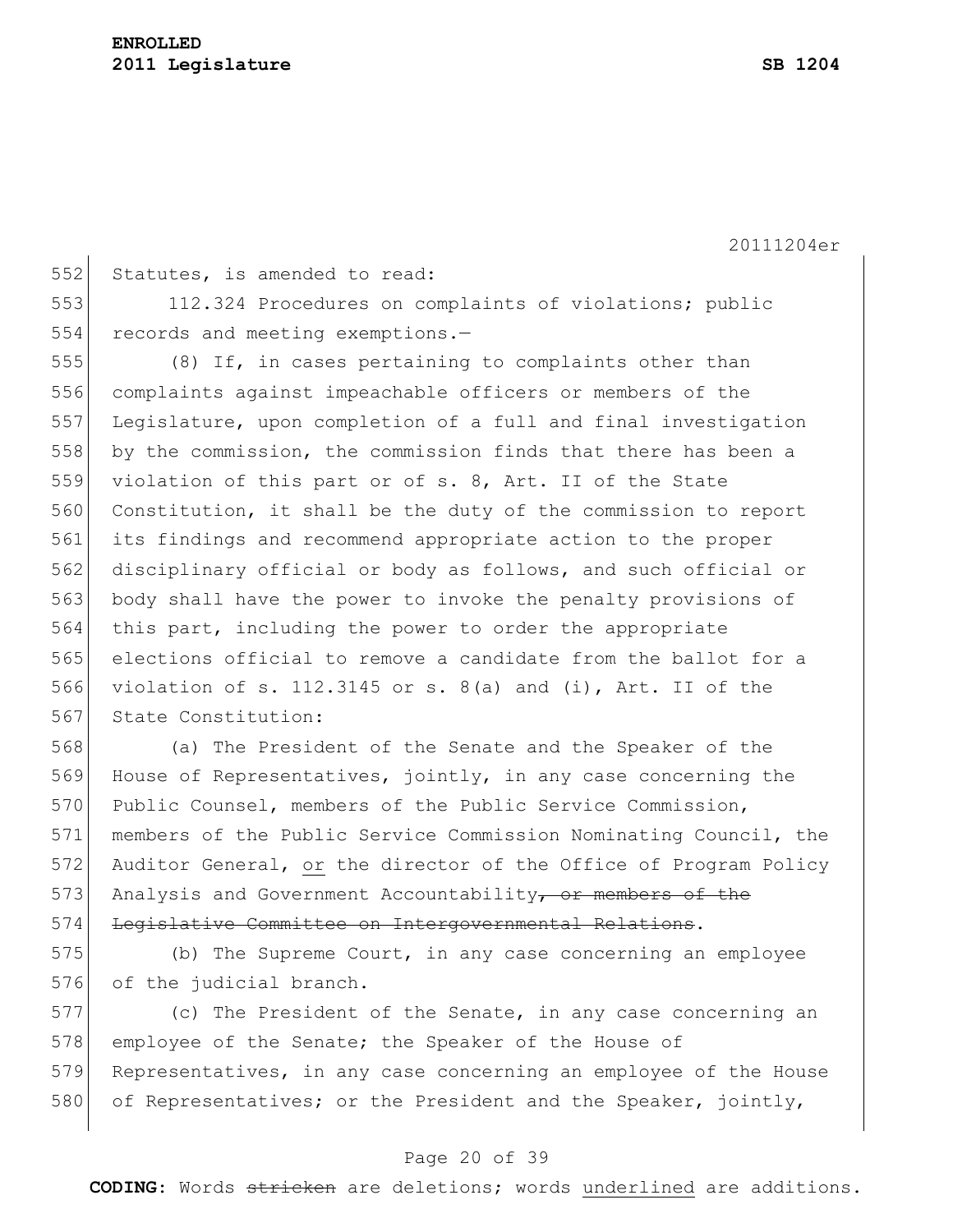Statutes, is amended to read:

112.324 Procedures on complaints of violations; public records and meeting exemptions.—

(8) If, in cases pertaining to complaints other than complaints against impeachable officers or members of the Legislature, upon completion of a full and final investigation by the commission, the commission finds that there has been a violation of this part or of s. 8, Art. II of the State Constitution, it shall be the duty of the commission to report its findings and recommend appropriate action to the proper disciplinary official or body as follows, and such official or body shall have the power to invoke the penalty provisions of this part, including the power to order the appropriate elections official to remove a candidate from the ballot for a violation of s. 112.3145 or s. 8(a) and (i), Art. II of the State Constitution:

(a) The President of the Senate and the Speaker of the House of Representatives, jointly, in any case concerning the Public Counsel, members of the Public Service Commission, members of the Public Service Commission Nominating Council, the Auditor General, <u>or</u> the director of the Office of Program Policy Analysis and Government Accountability~~, or members of the Legislative Committee on Intergovernmental Relations~~.

(b) The Supreme Court, in any case concerning an employee of the judicial branch.

(c) The President of the Senate, in any case concerning an employee of the Senate; the Speaker of the House of Representatives, in any case concerning an employee of the House of Representatives; or the President and the Speaker, jointly,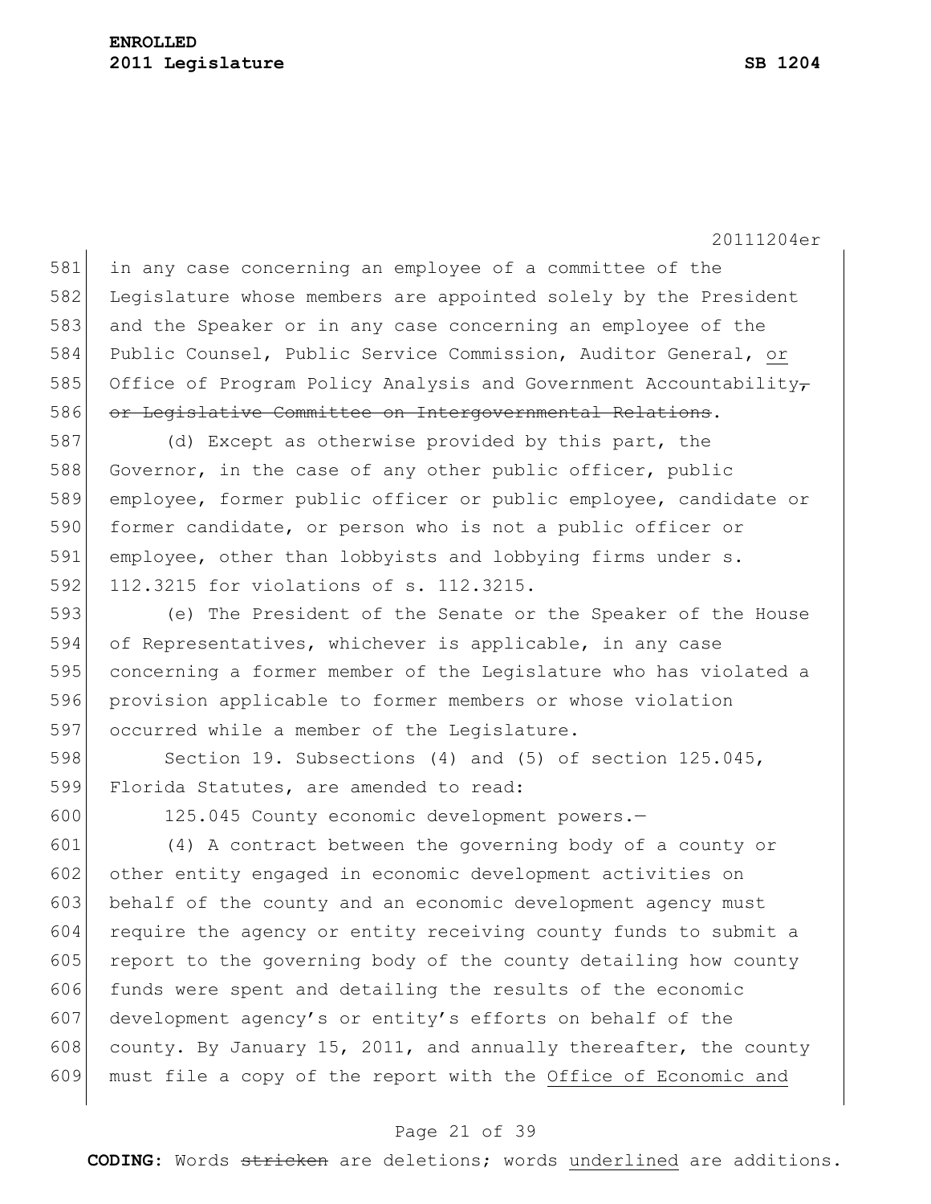in any case concerning an employee of a committee of the Legislature whose members are appointed solely by the President and the Speaker or in any case concerning an employee of the Public Counsel, Public Service Commission, Auditor General, <u>or</u> Office of Program Policy Analysis and Government Accountability~~,~~ ~~or Legislative Committee on Intergovernmental Relations~~.

(d) Except as otherwise provided by this part, the Governor, in the case of any other public officer, public employee, former public officer or public employee, candidate or former candidate, or person who is not a public officer or employee, other than lobbyists and lobbying firms under s. 112.3215 for violations of s. 112.3215.

(e) The President of the Senate or the Speaker of the House of Representatives, whichever is applicable, in any case concerning a former member of the Legislature who has violated a provision applicable to former members or whose violation occurred while a member of the Legislature.

Section 19. Subsections (4) and (5) of section 125.045, Florida Statutes, are amended to read:

125.045 County economic development powers.—

(4) A contract between the governing body of a county or other entity engaged in economic development activities on behalf of the county and an economic development agency must require the agency or entity receiving county funds to submit a report to the governing body of the county detailing how county funds were spent and detailing the results of the economic development agency's or entity's efforts on behalf of the county. By January 15, 2011, and annually thereafter, the county must file a copy of the report with the <u>Office of Economic and</u>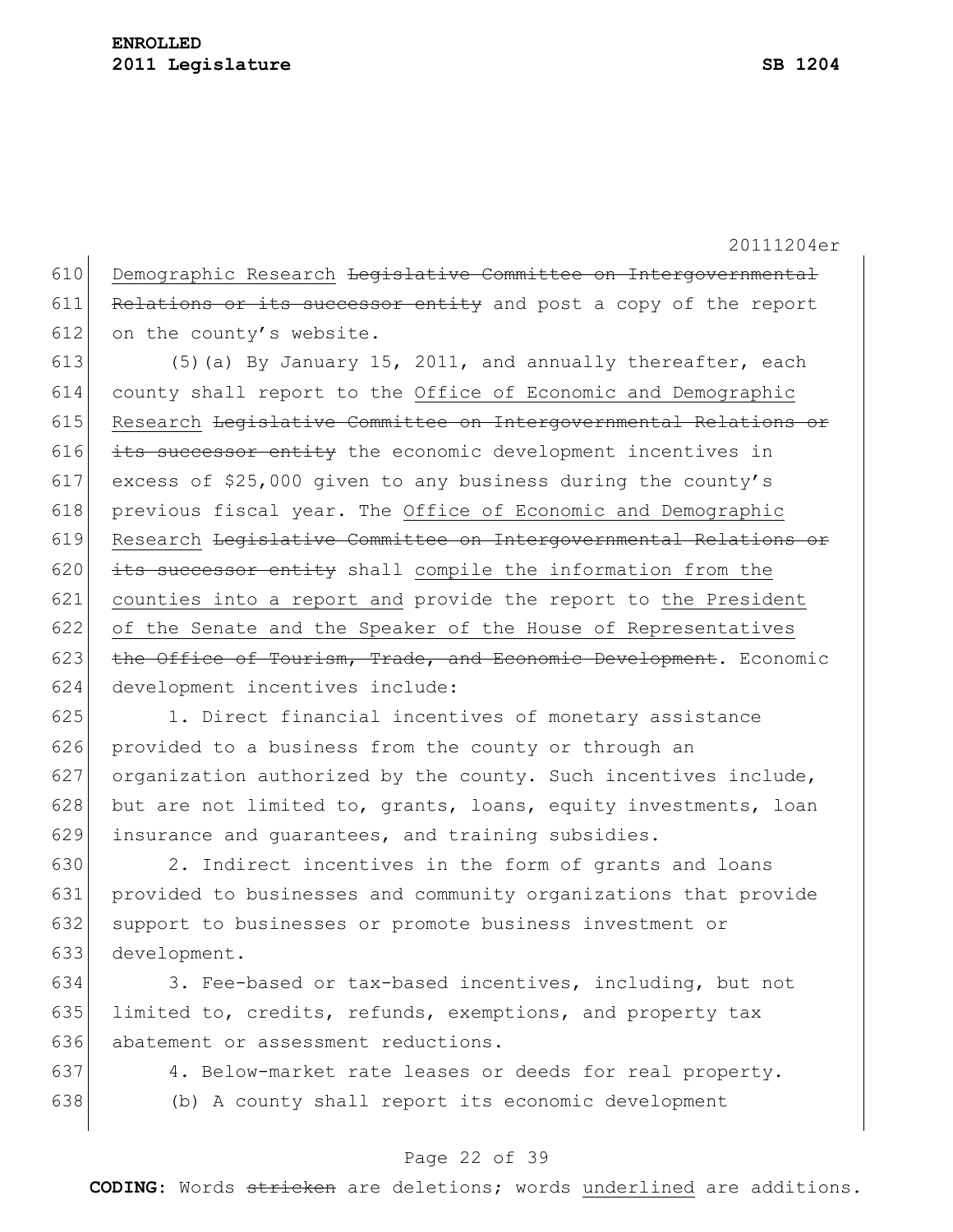Demographic Research ~~Legislative Committee on Intergovernmental Relations or its successor entity~~ and post a copy of the report on the county's website.

(5)(a) By January 15, 2011, and annually thereafter, each county shall report to the <u>Office of Economic and Demographic Research</u> ~~Legislative Committee on Intergovernmental Relations or its successor entity~~ the economic development incentives in excess of $25,000 given to any business during the county's previous fiscal year. The <u>Office of Economic and Demographic Research</u> ~~Legislative Committee on Intergovernmental Relations or its successor entity~~ shall <u>compile the information from the counties into a report and</u> provide the report to <u>the President of the Senate and the Speaker of the House of Representatives</u> ~~the Office of Tourism, Trade, and Economic Development~~. Economic development incentives include:

1. Direct financial incentives of monetary assistance provided to a business from the county or through an organization authorized by the county. Such incentives include, but are not limited to, grants, loans, equity investments, loan insurance and guarantees, and training subsidies.

2. Indirect incentives in the form of grants and loans provided to businesses and community organizations that provide support to businesses or promote business investment or development.

3. Fee-based or tax-based incentives, including, but not limited to, credits, refunds, exemptions, and property tax abatement or assessment reductions.

4. Below-market rate leases or deeds for real property.

(b) A county shall report its economic development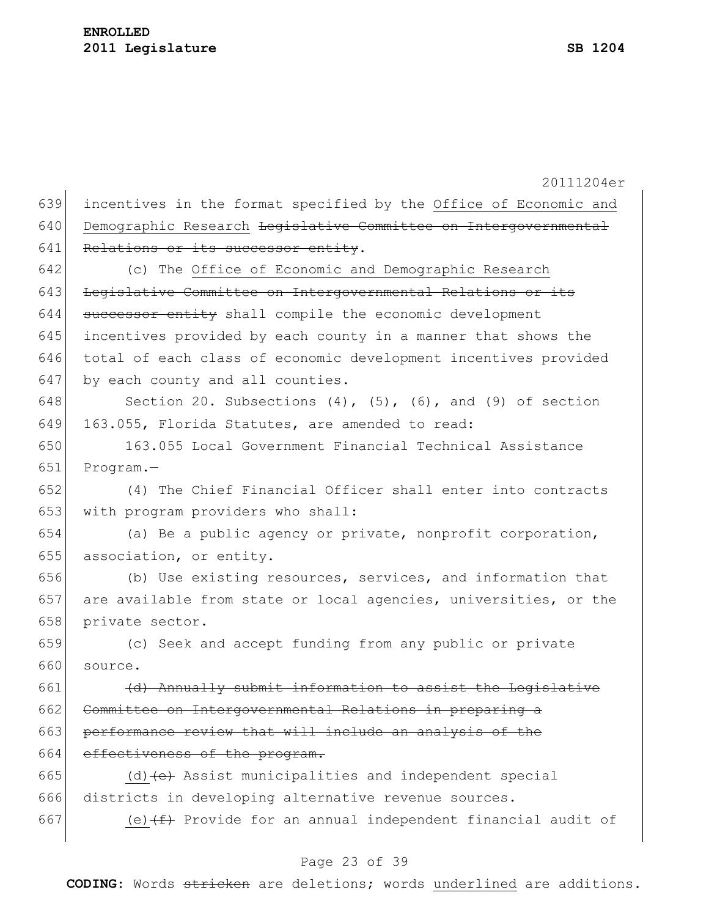incentives in the format specified by the <u>Office of Economic and Demographic Research</u> ~~Legislative Committee on Intergovernmental Relations or its successor entity~~.

(c) The <u>Office of Economic and Demographic Research</u> ~~Legislative Committee on Intergovernmental Relations or its successor entity~~ shall compile the economic development incentives provided by each county in a manner that shows the total of each class of economic development incentives provided by each county and all counties.

Section 20. Subsections (4), (5), (6), and (9) of section 163.055, Florida Statutes, are amended to read:

163.055 Local Government Financial Technical Assistance Program.—

(4) The Chief Financial Officer shall enter into contracts with program providers who shall:

(a) Be a public agency or private, nonprofit corporation, association, or entity.

(b) Use existing resources, services, and information that are available from state or local agencies, universities, or the private sector.

(c) Seek and accept funding from any public or private source.

~~(d) Annually submit information to assist the Legislative Committee on Intergovernmental Relations in preparing a performance review that will include an analysis of the effectiveness of the program.~~

<u>(d)</u>~~(e)~~ Assist municipalities and independent special districts in developing alternative revenue sources.

<u>(e)</u>~~(f)~~ Provide for an annual independent financial audit of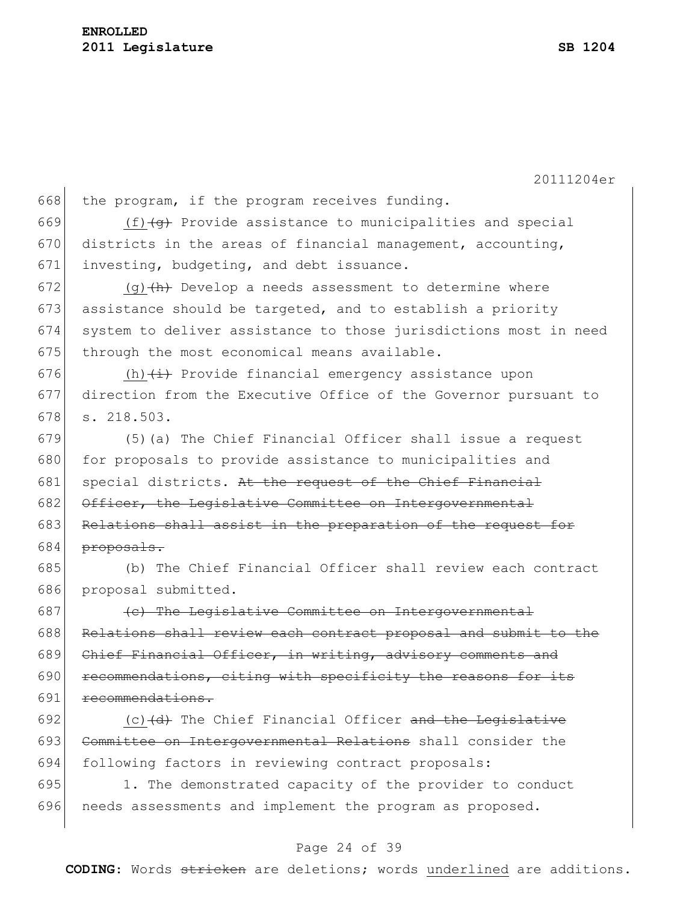the program, if the program receives funding.

(f) ~~(g)~~ Provide assistance to municipalities and special districts in the areas of financial management, accounting, investing, budgeting, and debt issuance.

(g) ~~(h)~~ Develop a needs assessment to determine where assistance should be targeted, and to establish a priority system to deliver assistance to those jurisdictions most in need through the most economical means available.

(h) ~~(i)~~ Provide financial emergency assistance upon direction from the Executive Office of the Governor pursuant to s. 218.503.

(5)(a) The Chief Financial Officer shall issue a request for proposals to provide assistance to municipalities and special districts. ~~At the request of the Chief Financial Officer, the Legislative Committee on Intergovernmental Relations shall assist in the preparation of the request for proposals.~~

(b) The Chief Financial Officer shall review each contract proposal submitted.

~~(c) The Legislative Committee on Intergovernmental Relations shall review each contract proposal and submit to the Chief Financial Officer, in writing, advisory comments and recommendations, citing with specificity the reasons for its recommendations.~~

(c) ~~(d)~~ The Chief Financial Officer ~~and the Legislative Committee on Intergovernmental Relations~~ shall consider the following factors in reviewing contract proposals:

1. The demonstrated capacity of the provider to conduct needs assessments and implement the program as proposed.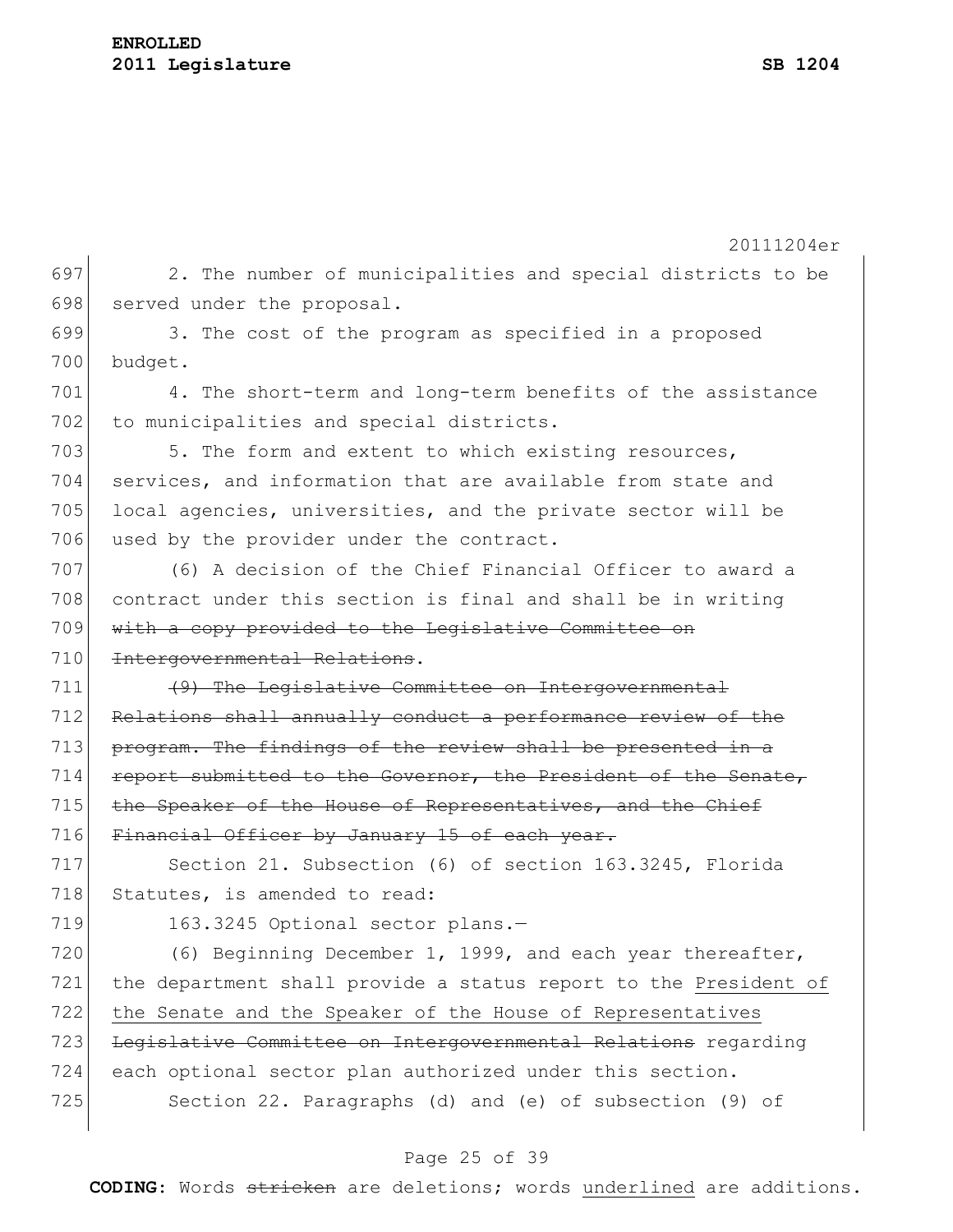2. The number of municipalities and special districts to be served under the proposal.

3. The cost of the program as specified in a proposed budget.

4. The short-term and long-term benefits of the assistance to municipalities and special districts.

5. The form and extent to which existing resources, services, and information that are available from state and local agencies, universities, and the private sector will be used by the provider under the contract.

(6) A decision of the Chief Financial Officer to award a contract under this section is final and shall be in writing ~~with a copy provided to the Legislative Committee on Intergovernmental Relations~~.

~~(9) The Legislative Committee on Intergovernmental Relations shall annually conduct a performance review of the program. The findings of the review shall be presented in a report submitted to the Governor, the President of the Senate, the Speaker of the House of Representatives, and the Chief Financial Officer by January 15 of each year.~~

Section 21. Subsection (6) of section 163.3245, Florida Statutes, is amended to read:

163.3245 Optional sector plans.—

(6) Beginning December 1, 1999, and each year thereafter, the department shall provide a status report to the <u>President of the Senate and the Speaker of the House of Representatives</u> ~~Legislative Committee on Intergovernmental Relations~~ regarding each optional sector plan authorized under this section.

Section 22. Paragraphs (d) and (e) of subsection (9) of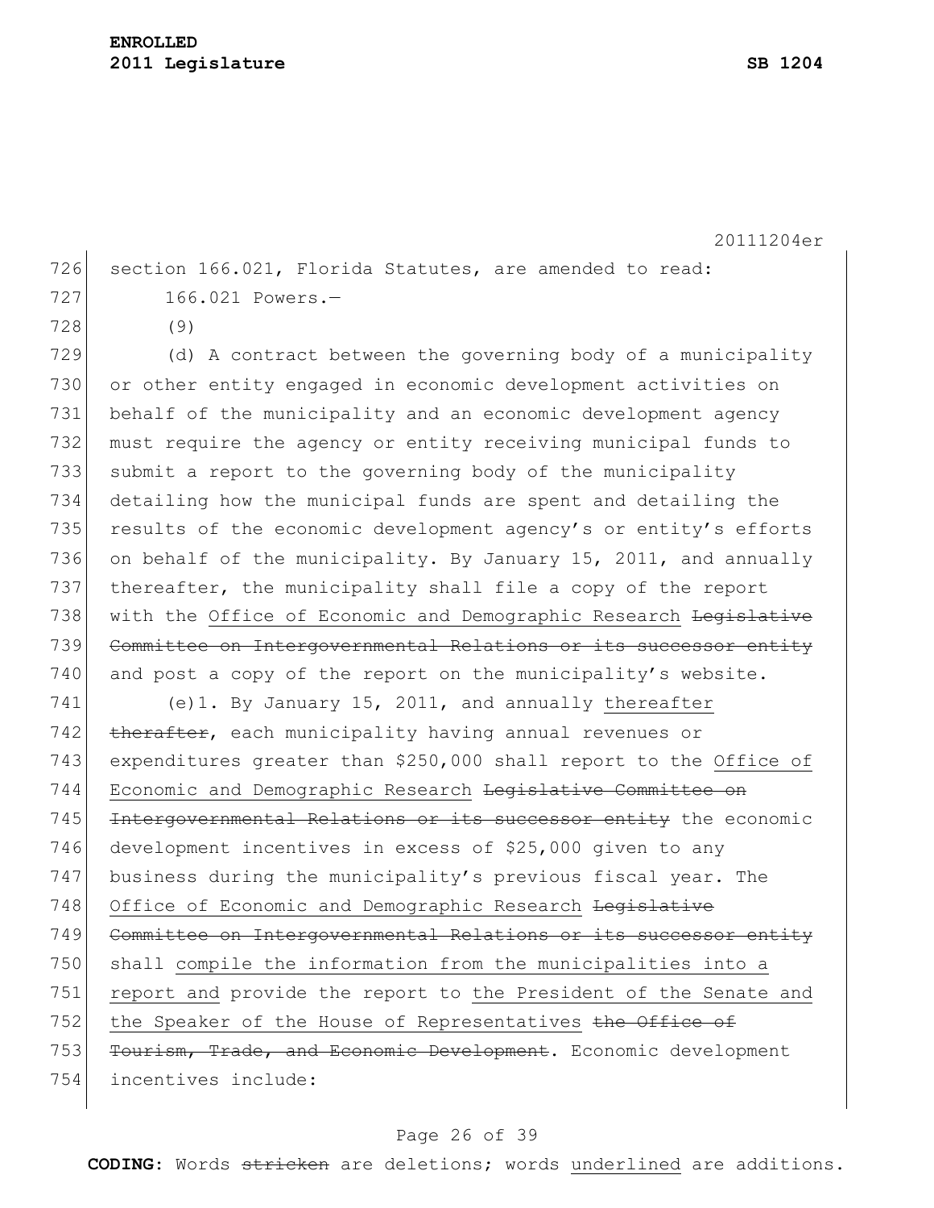section 166.021, Florida Statutes, are amended to read:

166.021 Powers.—

(9)

(d) A contract between the governing body of a municipality or other entity engaged in economic development activities on behalf of the municipality and an economic development agency must require the agency or entity receiving municipal funds to submit a report to the governing body of the municipality detailing how the municipal funds are spent and detailing the results of the economic development agency's or entity's efforts on behalf of the municipality. By January 15, 2011, and annually thereafter, the municipality shall file a copy of the report with the Office of Economic and Demographic Research ~~Legislative Committee on Intergovernmental Relations or its successor entity~~ and post a copy of the report on the municipality's website.

(e)1. By January 15, 2011, and annually thereafter ~~therafter~~, each municipality having annual revenues or expenditures greater than $250,000 shall report to the Office of Economic and Demographic Research ~~Legislative Committee on Intergovernmental Relations or its successor entity~~ the economic development incentives in excess of $25,000 given to any business during the municipality's previous fiscal year. The Office of Economic and Demographic Research ~~Legislative Committee on Intergovernmental Relations or its successor entity~~ shall compile the information from the municipalities into a report and provide the report to the President of the Senate and the Speaker of the House of Representatives ~~the Office of Tourism, Trade, and Economic Development~~. Economic development incentives include: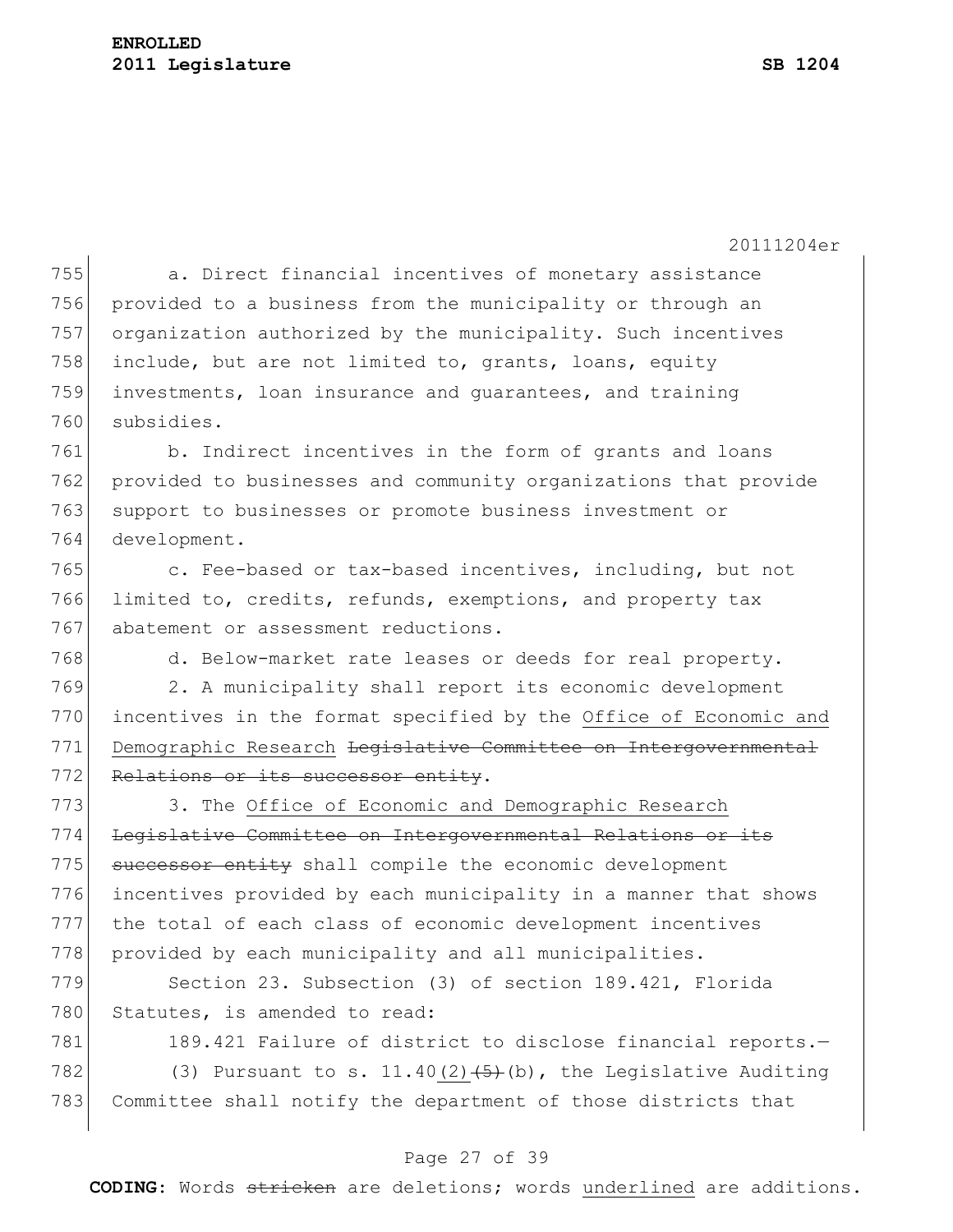a. Direct financial incentives of monetary assistance provided to a business from the municipality or through an organization authorized by the municipality. Such incentives include, but are not limited to, grants, loans, equity investments, loan insurance and guarantees, and training subsidies.

b. Indirect incentives in the form of grants and loans provided to businesses and community organizations that provide support to businesses or promote business investment or development.

c. Fee-based or tax-based incentives, including, but not limited to, credits, refunds, exemptions, and property tax abatement or assessment reductions.

d. Below-market rate leases or deeds for real property.

2. A municipality shall report its economic development incentives in the format specified by the <u>Office of Economic and Demographic Research</u> ~~Legislative Committee on Intergovernmental Relations or its successor entity~~.

3. The <u>Office of Economic and Demographic Research</u> ~~Legislative Committee on Intergovernmental Relations or its successor entity~~ shall compile the economic development incentives provided by each municipality in a manner that shows the total of each class of economic development incentives provided by each municipality and all municipalities.

Section 23. Subsection (3) of section 189.421, Florida Statutes, is amended to read:

189.421 Failure of district to disclose financial reports.—

(3) Pursuant to s. 11.40<u>(2)</u>~~(5)~~(b), the Legislative Auditing Committee shall notify the department of those districts that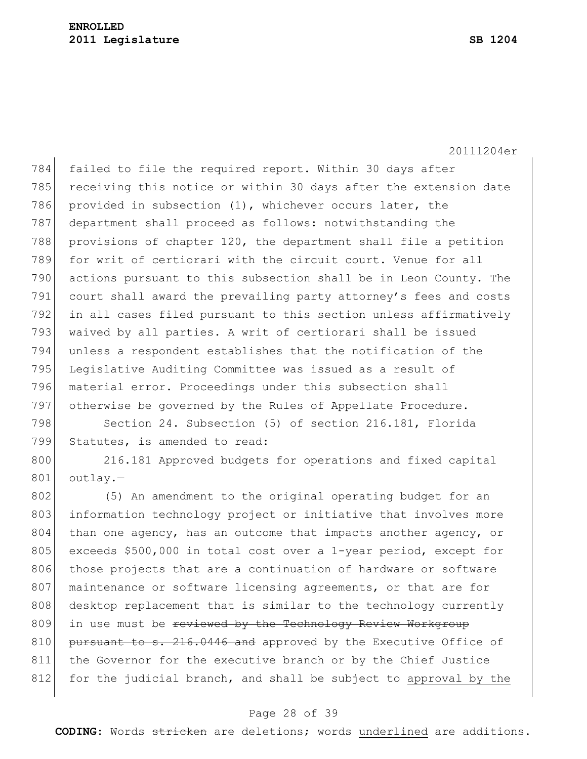failed to file the required report. Within 30 days after receiving this notice or within 30 days after the extension date provided in subsection (1), whichever occurs later, the department shall proceed as follows: notwithstanding the provisions of chapter 120, the department shall file a petition for writ of certiorari with the circuit court. Venue for all actions pursuant to this subsection shall be in Leon County. The court shall award the prevailing party attorney's fees and costs in all cases filed pursuant to this section unless affirmatively waived by all parties. A writ of certiorari shall be issued unless a respondent establishes that the notification of the Legislative Auditing Committee was issued as a result of material error. Proceedings under this subsection shall otherwise be governed by the Rules of Appellate Procedure.

Section 24. Subsection (5) of section 216.181, Florida Statutes, is amended to read:

216.181 Approved budgets for operations and fixed capital outlay.—

(5) An amendment to the original operating budget for an information technology project or initiative that involves more than one agency, has an outcome that impacts another agency, or exceeds $500,000 in total cost over a 1-year period, except for those projects that are a continuation of hardware or software maintenance or software licensing agreements, or that are for desktop replacement that is similar to the technology currently in use must be ~~reviewed by the Technology Review Workgroup pursuant to s. 216.0446 and~~ approved by the Executive Office of the Governor for the executive branch or by the Chief Justice for the judicial branch, and shall be subject to <u>approval by the</u>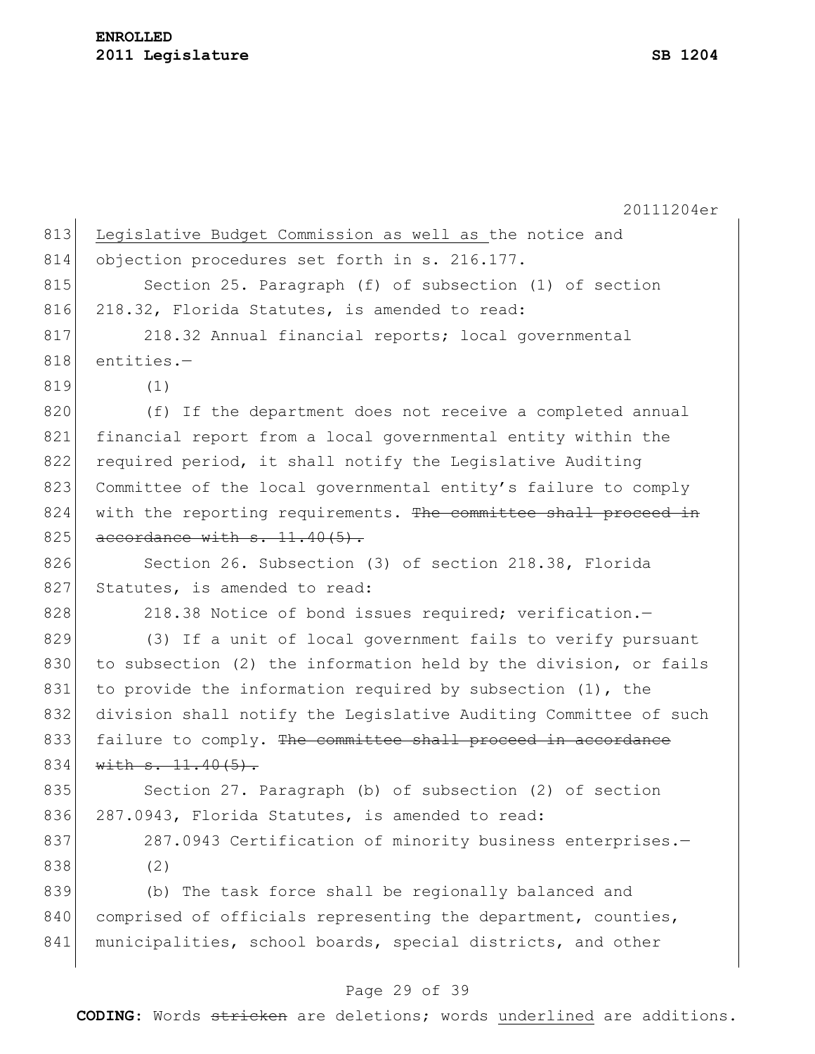Legislative Budget Commission as well as the notice and objection procedures set forth in s. 216.177.

Section 25. Paragraph (f) of subsection (1) of section 218.32, Florida Statutes, is amended to read:

218.32 Annual financial reports; local governmental entities.—

(1)

(f) If the department does not receive a completed annual financial report from a local governmental entity within the required period, it shall notify the Legislative Auditing Committee of the local governmental entity's failure to comply with the reporting requirements. ~~The committee shall proceed in accordance with s. 11.40(5).~~

Section 26. Subsection (3) of section 218.38, Florida Statutes, is amended to read:

218.38 Notice of bond issues required; verification.—

(3) If a unit of local government fails to verify pursuant to subsection (2) the information held by the division, or fails to provide the information required by subsection (1), the division shall notify the Legislative Auditing Committee of such failure to comply. ~~The committee shall proceed in accordance with s. 11.40(5).~~

Section 27. Paragraph (b) of subsection (2) of section 287.0943, Florida Statutes, is amended to read:

287.0943 Certification of minority business enterprises.—

(2)

(b) The task force shall be regionally balanced and comprised of officials representing the department, counties, municipalities, school boards, special districts, and other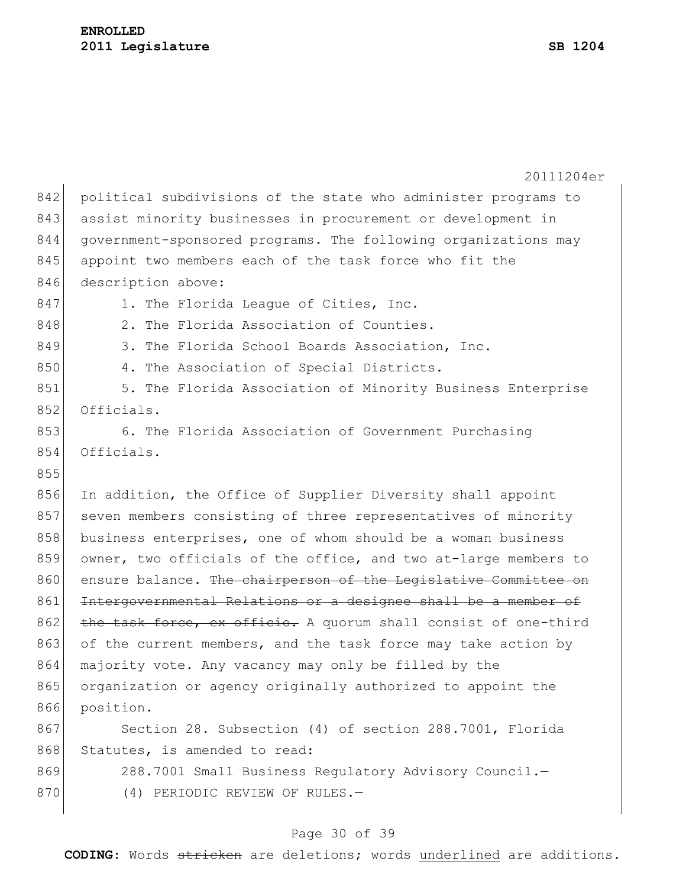political subdivisions of the state who administer programs to assist minority businesses in procurement or development in government-sponsored programs. The following organizations may appoint two members each of the task force who fit the description above:

1. The Florida League of Cities, Inc.
2. The Florida Association of Counties.
3. The Florida School Boards Association, Inc.
4. The Association of Special Districts.
5. The Florida Association of Minority Business Enterprise Officials.
6. The Florida Association of Government Purchasing Officials.

In addition, the Office of Supplier Diversity shall appoint seven members consisting of three representatives of minority business enterprises, one of whom should be a woman business owner, two officials of the office, and two at-large members to ensure balance. ~~The chairperson of the Legislative Committee on Intergovernmental Relations or a designee shall be a member of the task force, ex officio.~~ A quorum shall consist of one-third of the current members, and the task force may take action by majority vote. Any vacancy may only be filled by the organization or agency originally authorized to appoint the position.

Section 28. Subsection (4) of section 288.7001, Florida Statutes, is amended to read:

288.7001 Small Business Regulatory Advisory Council.—

(4) PERIODIC REVIEW OF RULES.—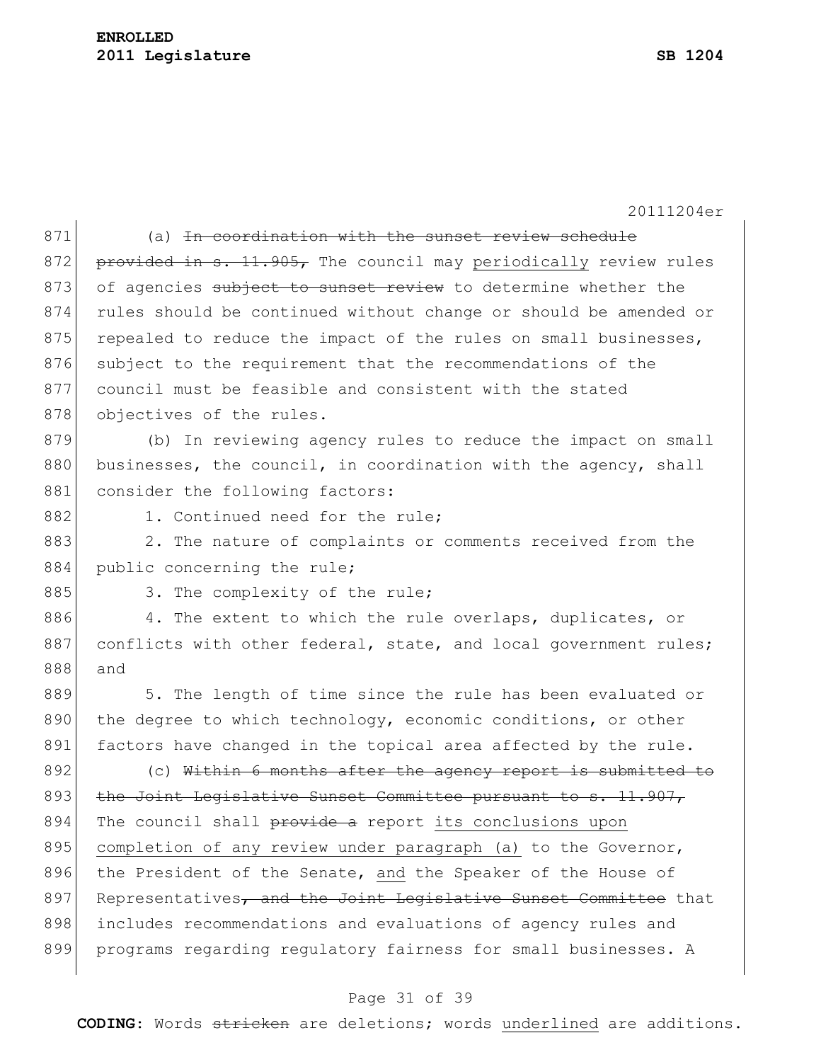(a) ~~In coordination with the sunset review schedule provided in s. 11.905,~~ The council may periodically review rules of agencies ~~subject to sunset review~~ to determine whether the rules should be continued without change or should be amended or repealed to reduce the impact of the rules on small businesses, subject to the requirement that the recommendations of the council must be feasible and consistent with the stated objectives of the rules.

(b) In reviewing agency rules to reduce the impact on small businesses, the council, in coordination with the agency, shall consider the following factors:

1. Continued need for the rule;

2. The nature of complaints or comments received from the public concerning the rule;

3. The complexity of the rule;

4. The extent to which the rule overlaps, duplicates, or conflicts with other federal, state, and local government rules; and

5. The length of time since the rule has been evaluated or the degree to which technology, economic conditions, or other factors have changed in the topical area affected by the rule.

(c) ~~Within 6 months after the agency report is submitted to the Joint Legislative Sunset Committee pursuant to s. 11.907,~~ The council shall ~~provide a~~ report <u>its conclusions upon completion of any review under paragraph (a)</u> to the Governor, the President of the Senate, <u>and</u> the Speaker of the House of Representatives~~, and the Joint Legislative Sunset Committee~~ that includes recommendations and evaluations of agency rules and programs regarding regulatory fairness for small businesses. A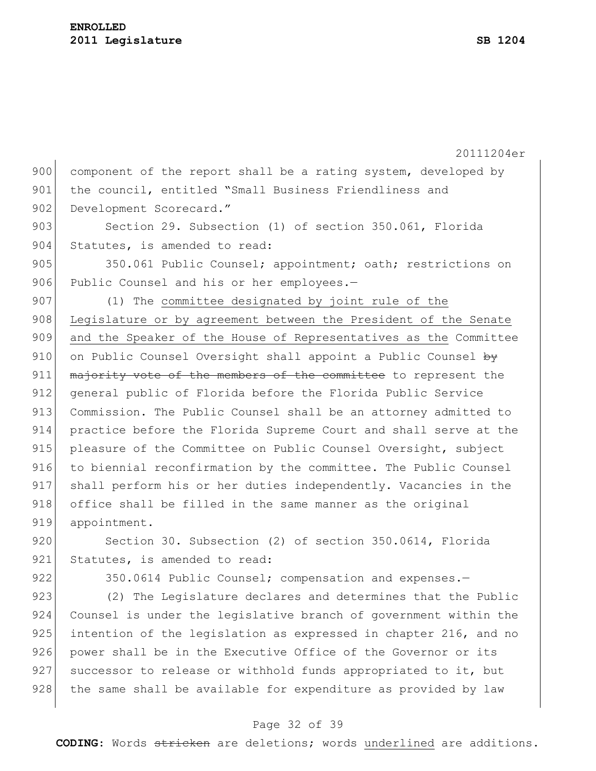component of the report shall be a rating system, developed by the council, entitled "Small Business Friendliness and Development Scorecard."

Section 29. Subsection (1) of section 350.061, Florida Statutes, is amended to read:

350.061 Public Counsel; appointment; oath; restrictions on Public Counsel and his or her employees.—

(1) The <u>committee designated by joint rule of the Legislature or by agreement between the President of the Senate and the Speaker of the House of Representatives as the</u> Committee on Public Counsel Oversight shall appoint a Public Counsel ~~by majority vote of the members of the committee~~ to represent the general public of Florida before the Florida Public Service Commission. The Public Counsel shall be an attorney admitted to practice before the Florida Supreme Court and shall serve at the pleasure of the Committee on Public Counsel Oversight, subject to biennial reconfirmation by the committee. The Public Counsel shall perform his or her duties independently. Vacancies in the office shall be filled in the same manner as the original appointment.

Section 30. Subsection (2) of section 350.0614, Florida Statutes, is amended to read:

350.0614 Public Counsel; compensation and expenses.—

(2) The Legislature declares and determines that the Public Counsel is under the legislative branch of government within the intention of the legislation as expressed in chapter 216, and no power shall be in the Executive Office of the Governor or its successor to release or withhold funds appropriated to it, but the same shall be available for expenditure as provided by law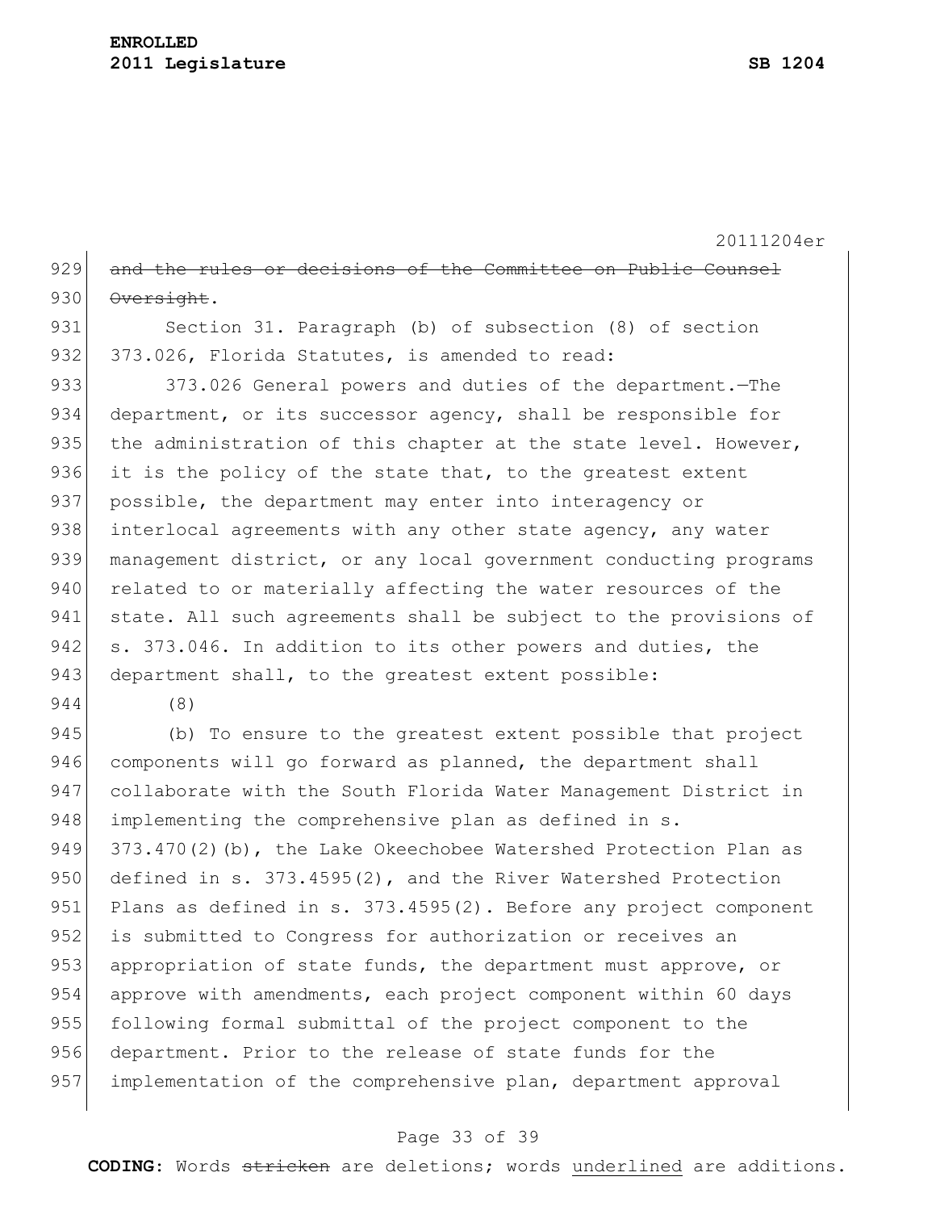~~and the rules or decisions of the Committee on Public Counsel Oversight~~.

Section 31. Paragraph (b) of subsection (8) of section 373.026, Florida Statutes, is amended to read:

373.026 General powers and duties of the department.—The department, or its successor agency, shall be responsible for the administration of this chapter at the state level. However, it is the policy of the state that, to the greatest extent possible, the department may enter into interagency or interlocal agreements with any other state agency, any water management district, or any local government conducting programs related to or materially affecting the water resources of the state. All such agreements shall be subject to the provisions of s. 373.046. In addition to its other powers and duties, the department shall, to the greatest extent possible:

(8)

(b) To ensure to the greatest extent possible that project components will go forward as planned, the department shall collaborate with the South Florida Water Management District in implementing the comprehensive plan as defined in s. 373.470(2)(b), the Lake Okeechobee Watershed Protection Plan as defined in s. 373.4595(2), and the River Watershed Protection Plans as defined in s. 373.4595(2). Before any project component is submitted to Congress for authorization or receives an appropriation of state funds, the department must approve, or approve with amendments, each project component within 60 days following formal submittal of the project component to the department. Prior to the release of state funds for the implementation of the comprehensive plan, department approval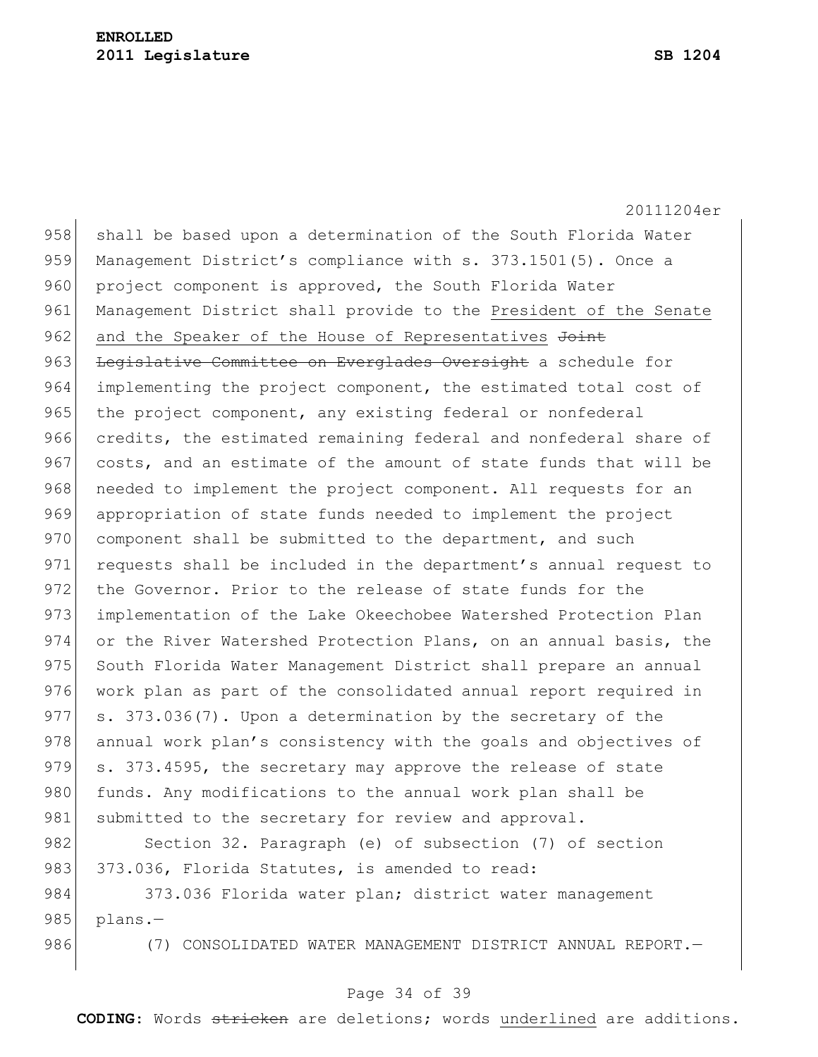shall be based upon a determination of the South Florida Water Management District's compliance with s. 373.1501(5). Once a project component is approved, the South Florida Water Management District shall provide to the <u>President of the Senate and the Speaker of the House of Representatives</u> ~~Joint Legislative Committee on Everglades Oversight~~ a schedule for implementing the project component, the estimated total cost of the project component, any existing federal or nonfederal credits, the estimated remaining federal and nonfederal share of costs, and an estimate of the amount of state funds that will be needed to implement the project component. All requests for an appropriation of state funds needed to implement the project component shall be submitted to the department, and such requests shall be included in the department's annual request to the Governor. Prior to the release of state funds for the implementation of the Lake Okeechobee Watershed Protection Plan or the River Watershed Protection Plans, on an annual basis, the South Florida Water Management District shall prepare an annual work plan as part of the consolidated annual report required in s. 373.036(7). Upon a determination by the secretary of the annual work plan's consistency with the goals and objectives of s. 373.4595, the secretary may approve the release of state funds. Any modifications to the annual work plan shall be submitted to the secretary for review and approval.

Section 32. Paragraph (e) of subsection (7) of section 373.036, Florida Statutes, is amended to read:

373.036 Florida water plan; district water management plans.—

(7) CONSOLIDATED WATER MANAGEMENT DISTRICT ANNUAL REPORT.—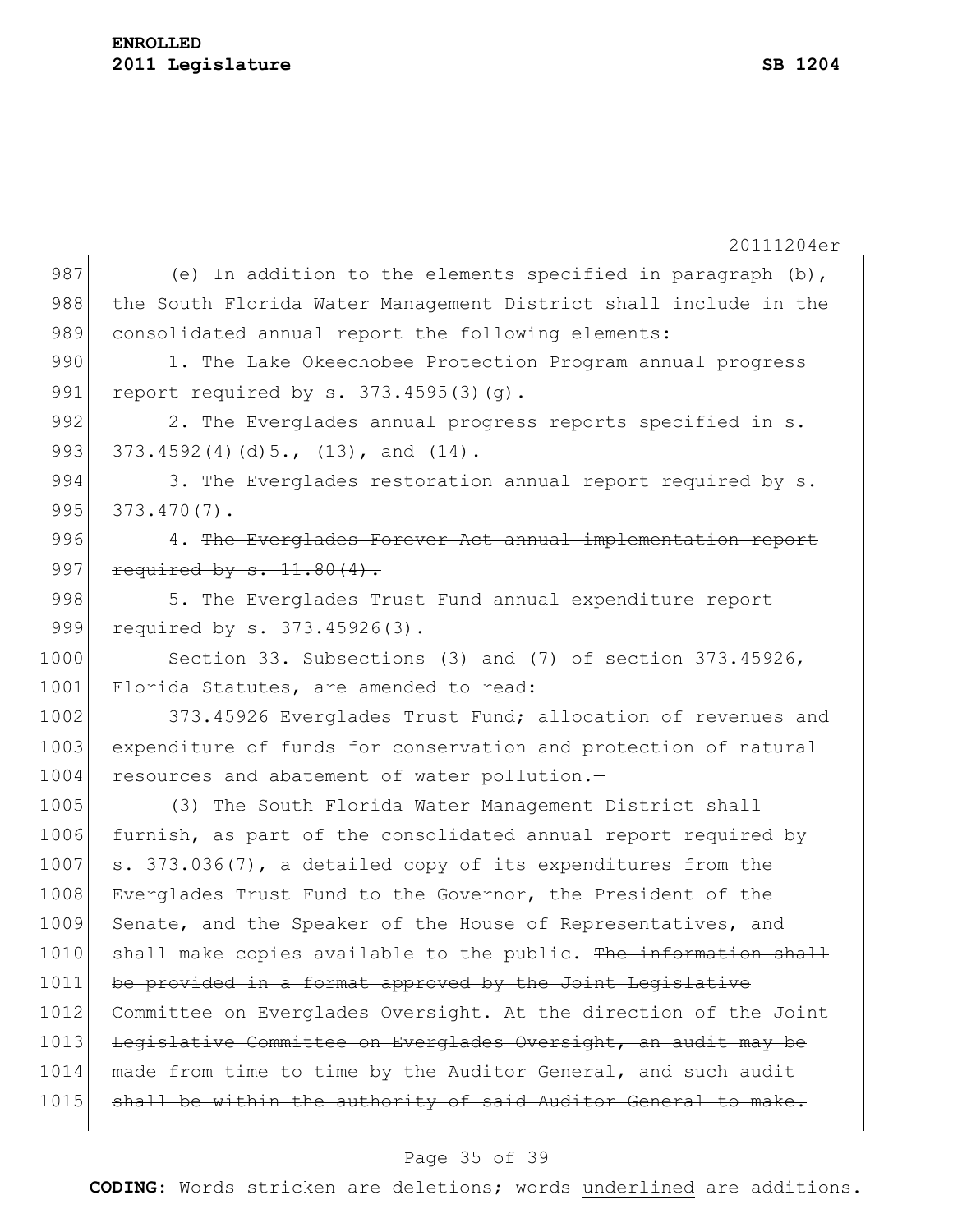(e) In addition to the elements specified in paragraph (b), the South Florida Water Management District shall include in the consolidated annual report the following elements:

1. The Lake Okeechobee Protection Program annual progress report required by s. 373.4595(3)(g).

2. The Everglades annual progress reports specified in s. 373.4592(4)(d)5., (13), and (14).

3. The Everglades restoration annual report required by s. 373.470(7).

4. ~~The Everglades Forever Act annual implementation report required by s. 11.80(4).~~

~~5.~~ The Everglades Trust Fund annual expenditure report required by s. 373.45926(3).

Section 33. Subsections (3) and (7) of section 373.45926, Florida Statutes, are amended to read:

373.45926 Everglades Trust Fund; allocation of revenues and expenditure of funds for conservation and protection of natural resources and abatement of water pollution.—

(3) The South Florida Water Management District shall furnish, as part of the consolidated annual report required by s. 373.036(7), a detailed copy of its expenditures from the Everglades Trust Fund to the Governor, the President of the Senate, and the Speaker of the House of Representatives, and shall make copies available to the public. ~~The information shall be provided in a format approved by the Joint Legislative Committee on Everglades Oversight. At the direction of the Joint Legislative Committee on Everglades Oversight, an audit may be made from time to time by the Auditor General, and such audit shall be within the authority of said Auditor General to make.~~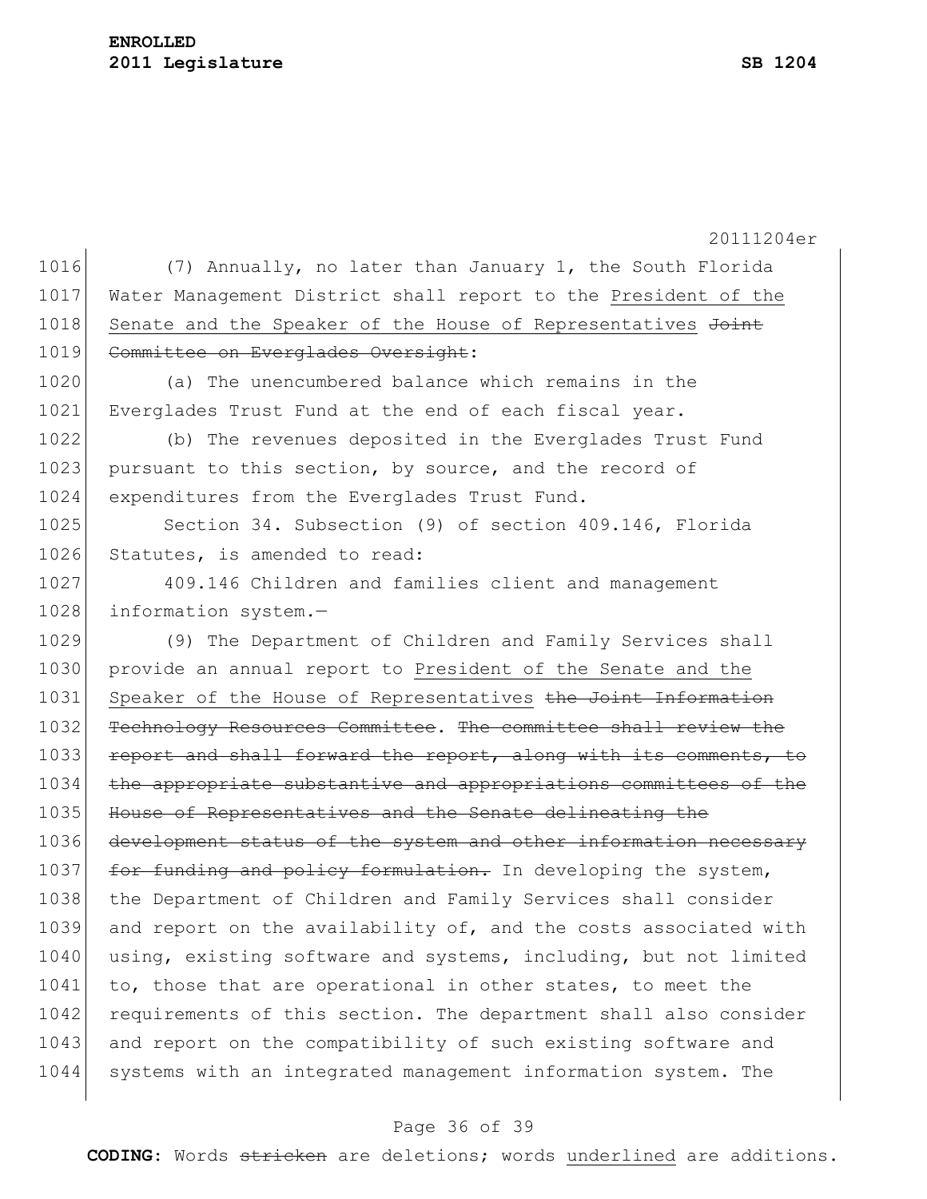(7) Annually, no later than January 1, the South Florida Water Management District shall report to the <u>President of the Senate and the Speaker of the House of Representatives</u> ~~Joint Committee on Everglades Oversight~~:

(a) The unencumbered balance which remains in the Everglades Trust Fund at the end of each fiscal year.

(b) The revenues deposited in the Everglades Trust Fund pursuant to this section, by source, and the record of expenditures from the Everglades Trust Fund.

Section 34. Subsection (9) of section 409.146, Florida Statutes, is amended to read:

409.146 Children and families client and management information system.—

(9) The Department of Children and Family Services shall provide an annual report to <u>President of the Senate and the Speaker of the House of Representatives</u> ~~the Joint Information Technology Resources Committee~~. ~~The committee shall review the report and shall forward the report, along with its comments, to the appropriate substantive and appropriations committees of the House of Representatives and the Senate delineating the development status of the system and other information necessary for funding and policy formulation.~~ In developing the system, the Department of Children and Family Services shall consider and report on the availability of, and the costs associated with using, existing software and systems, including, but not limited to, those that are operational in other states, to meet the requirements of this section. The department shall also consider and report on the compatibility of such existing software and systems with an integrated management information system. The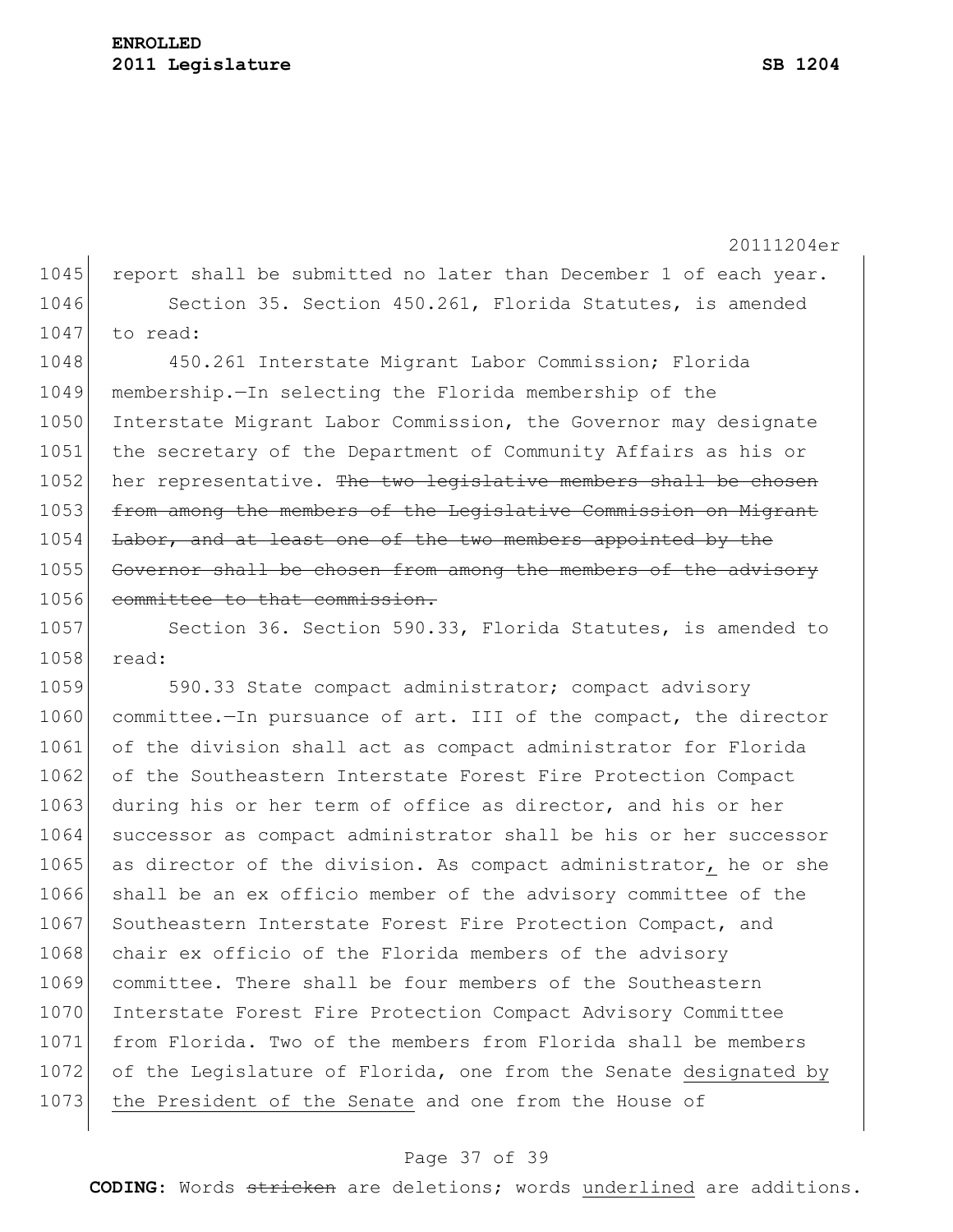report shall be submitted no later than December 1 of each year.

Section 35. Section 450.261, Florida Statutes, is amended to read:

450.261 Interstate Migrant Labor Commission; Florida membership.—In selecting the Florida membership of the Interstate Migrant Labor Commission, the Governor may designate the secretary of the Department of Community Affairs as his or her representative. ~~The two legislative members shall be chosen from among the members of the Legislative Commission on Migrant Labor, and at least one of the two members appointed by the Governor shall be chosen from among the members of the advisory committee to that commission.~~

Section 36. Section 590.33, Florida Statutes, is amended to read:

590.33 State compact administrator; compact advisory committee.—In pursuance of art. III of the compact, the director of the division shall act as compact administrator for Florida of the Southeastern Interstate Forest Fire Protection Compact during his or her term of office as director, and his or her successor as compact administrator shall be his or her successor as director of the division. As compact administrator<u>,</u> he or she shall be an ex officio member of the advisory committee of the Southeastern Interstate Forest Fire Protection Compact, and chair ex officio of the Florida members of the advisory committee. There shall be four members of the Southeastern Interstate Forest Fire Protection Compact Advisory Committee from Florida. Two of the members from Florida shall be members of the Legislature of Florida, one from the Senate <u>designated by the President of the Senate</u> and one from the House of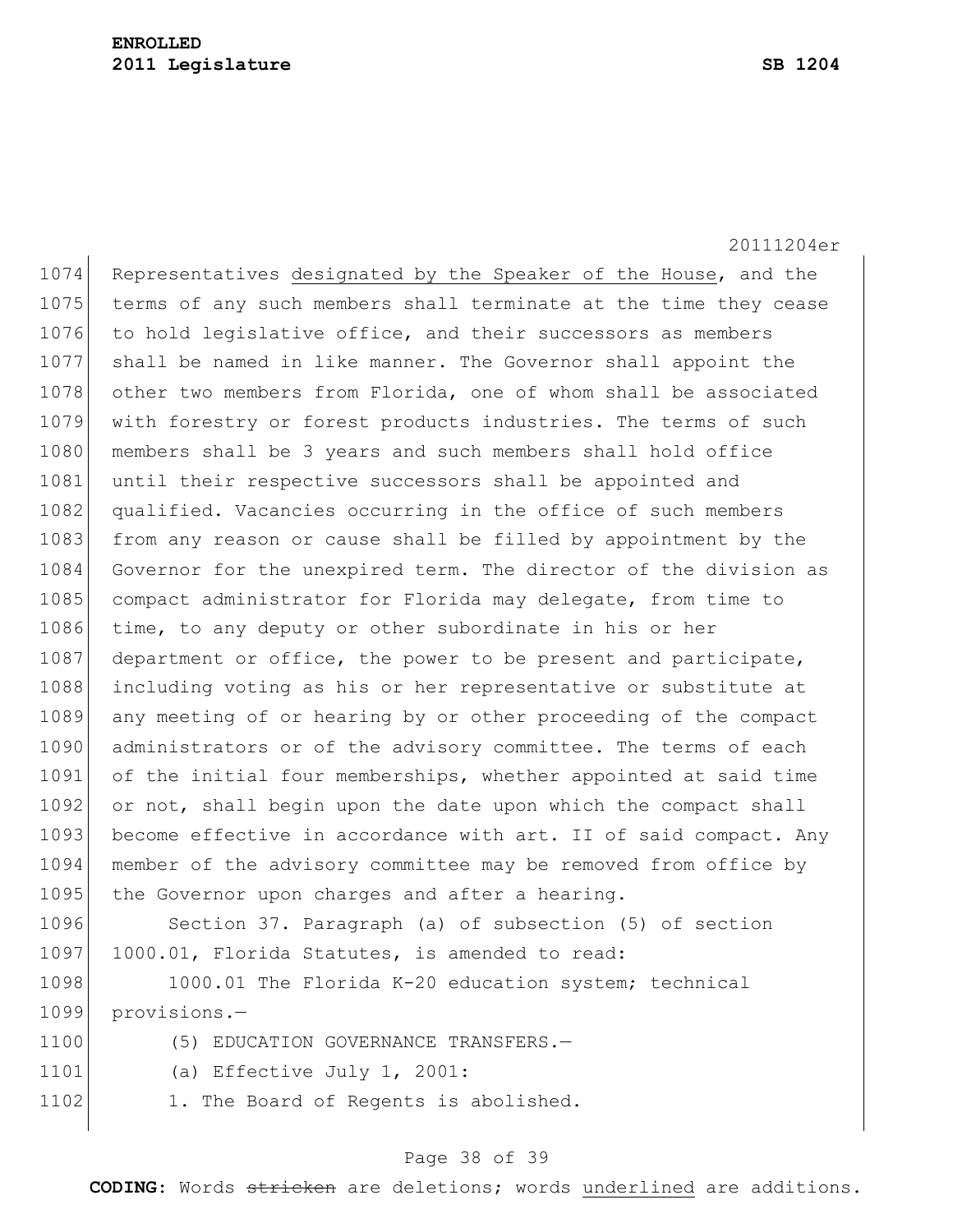Representatives <u>designated by the Speaker of the House</u>, and the terms of any such members shall terminate at the time they cease to hold legislative office, and their successors as members shall be named in like manner. The Governor shall appoint the other two members from Florida, one of whom shall be associated with forestry or forest products industries. The terms of such members shall be 3 years and such members shall hold office until their respective successors shall be appointed and qualified. Vacancies occurring in the office of such members from any reason or cause shall be filled by appointment by the Governor for the unexpired term. The director of the division as compact administrator for Florida may delegate, from time to time, to any deputy or other subordinate in his or her department or office, the power to be present and participate, including voting as his or her representative or substitute at any meeting of or hearing by or other proceeding of the compact administrators or of the advisory committee. The terms of each of the initial four memberships, whether appointed at said time or not, shall begin upon the date upon which the compact shall become effective in accordance with art. II of said compact. Any member of the advisory committee may be removed from office by the Governor upon charges and after a hearing.

Section 37. Paragraph (a) of subsection (5) of section 1000.01, Florida Statutes, is amended to read:

1000.01 The Florida K-20 education system; technical provisions.—

(5) EDUCATION GOVERNANCE TRANSFERS.—

(a) Effective July 1, 2001:

1. The Board of Regents is abolished.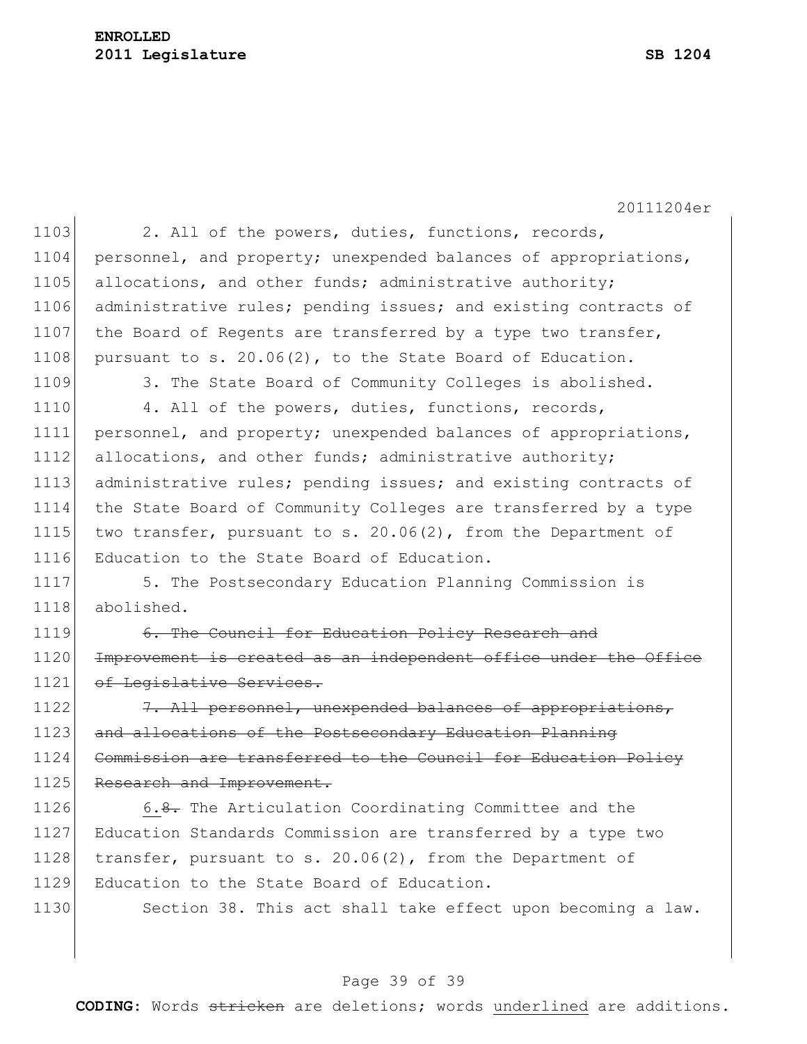2. All of the powers, duties, functions, records, personnel, and property; unexpended balances of appropriations, allocations, and other funds; administrative authority; administrative rules; pending issues; and existing contracts of the Board of Regents are transferred by a type two transfer, pursuant to s. 20.06(2), to the State Board of Education.

3. The State Board of Community Colleges is abolished.

4. All of the powers, duties, functions, records, personnel, and property; unexpended balances of appropriations, allocations, and other funds; administrative authority; administrative rules; pending issues; and existing contracts of the State Board of Community Colleges are transferred by a type two transfer, pursuant to s. 20.06(2), from the Department of Education to the State Board of Education.

5. The Postsecondary Education Planning Commission is abolished.

~~6. The Council for Education Policy Research and Improvement is created as an independent office under the Office of Legislative Services.~~

~~7. All personnel, unexpended balances of appropriations, and allocations of the Postsecondary Education Planning Commission are transferred to the Council for Education Policy Research and Improvement.~~

<u>6.</u>~~8.~~ The Articulation Coordinating Committee and the Education Standards Commission are transferred by a type two transfer, pursuant to s. 20.06(2), from the Department of Education to the State Board of Education.

Section 38. This act shall take effect upon becoming a law.